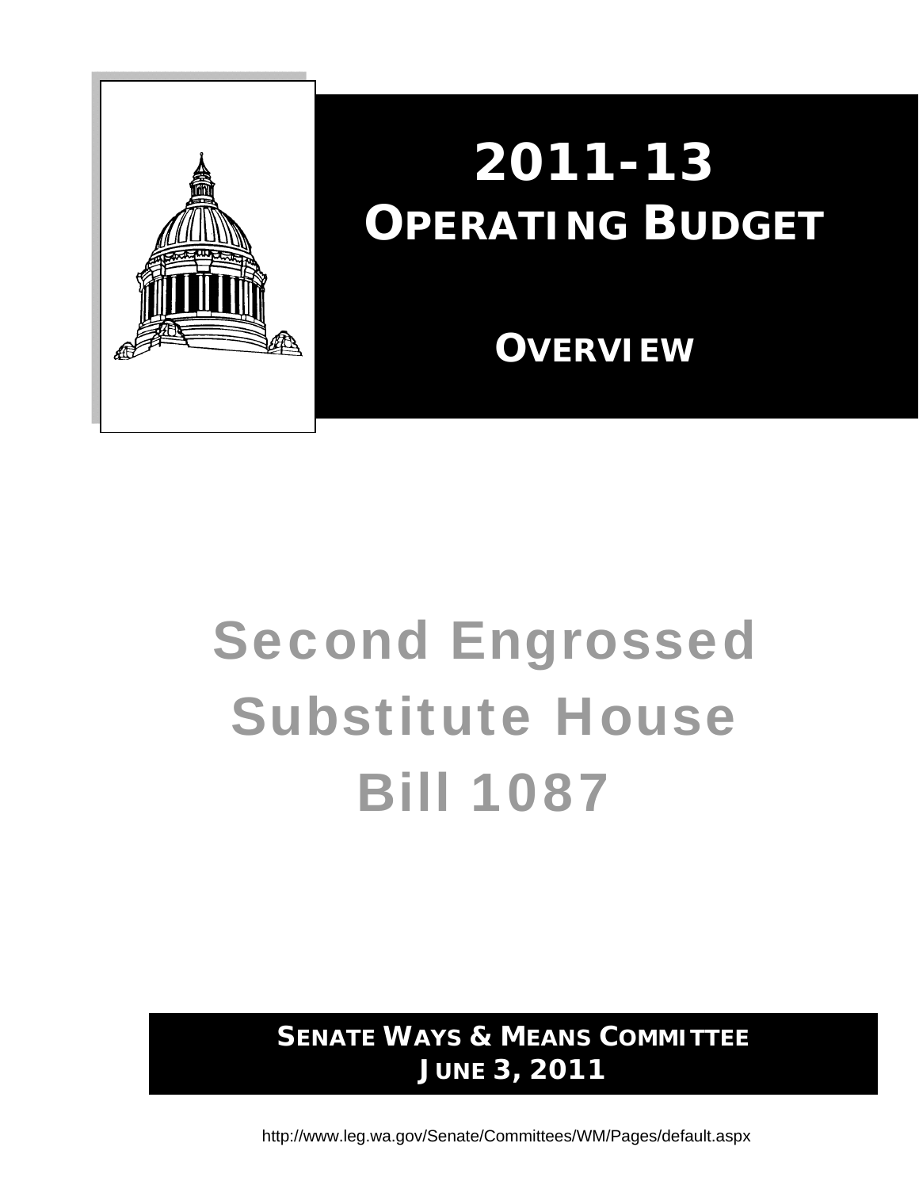# 2011-13 OPERATING BUDGET

## OVERVIEW

# Second Engrossed Substitute House Bill 1087

**SENATE WAYS & MEANS COMMITTEE**
**JUNE 3, 2011**

http://www.leg.wa.gov/Senate/Committees/WM/Pages/default.aspx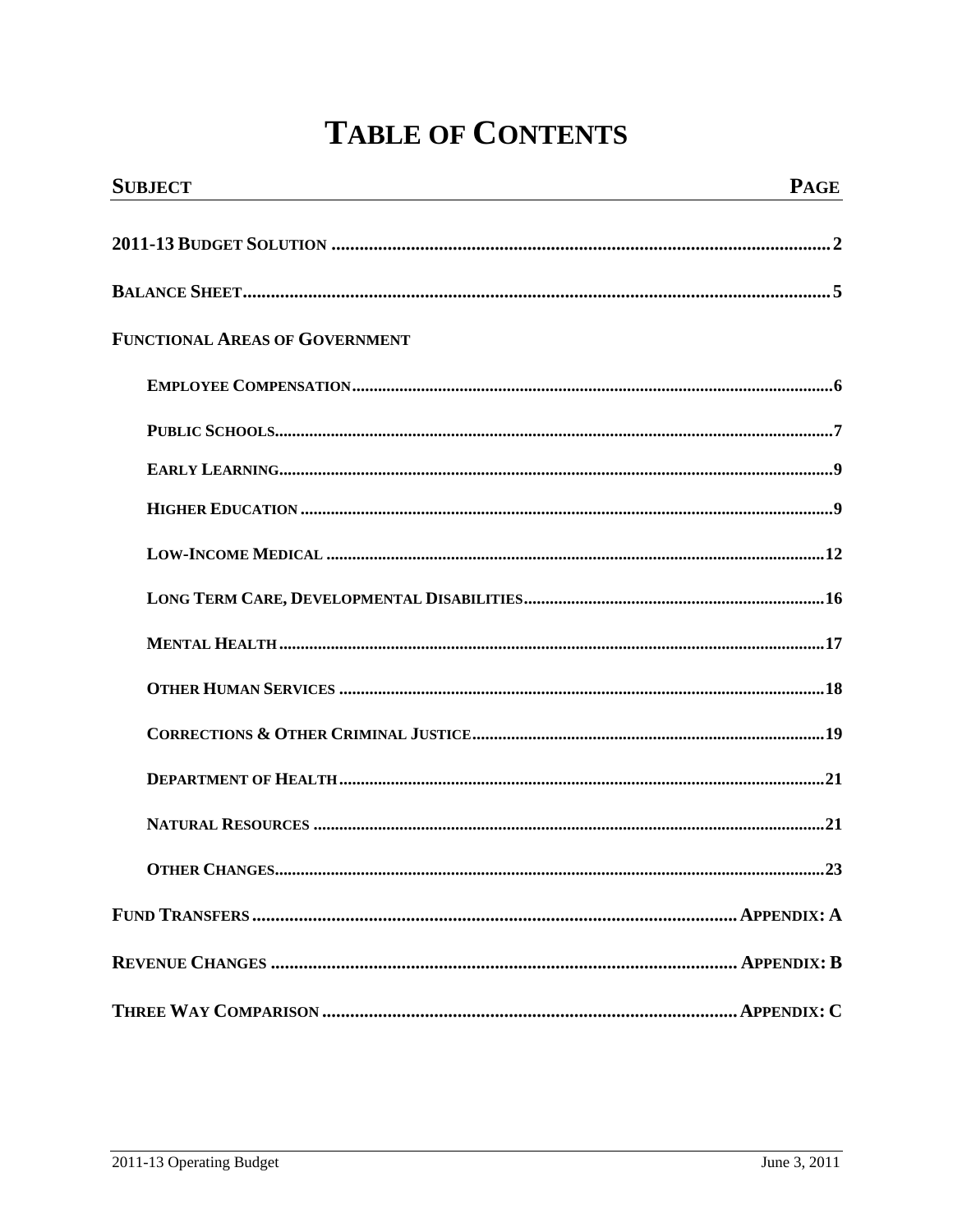# TABLE OF CONTENTS

| SUBJECT | PAGE |
|---|---|
| **2011-13 BUDGET SOLUTION** | 2 |
| **BALANCE SHEET** | 5 |
| **FUNCTIONAL AREAS OF GOVERNMENT** | |
| EMPLOYEE COMPENSATION | 6 |
| PUBLIC SCHOOLS | 7 |
| EARLY LEARNING | 9 |
| HIGHER EDUCATION | 9 |
| LOW-INCOME MEDICAL | 12 |
| LONG TERM CARE, DEVELOPMENTAL DISABILITIES | 16 |
| MENTAL HEALTH | 17 |
| OTHER HUMAN SERVICES | 18 |
| CORRECTIONS & OTHER CRIMINAL JUSTICE | 19 |
| DEPARTMENT OF HEALTH | 21 |
| NATURAL RESOURCES | 21 |
| OTHER CHANGES | 23 |
| **FUND TRANSFERS** | APPENDIX: A |
| **REVENUE CHANGES** | APPENDIX: B |
| **THREE WAY COMPARISON** | APPENDIX: C |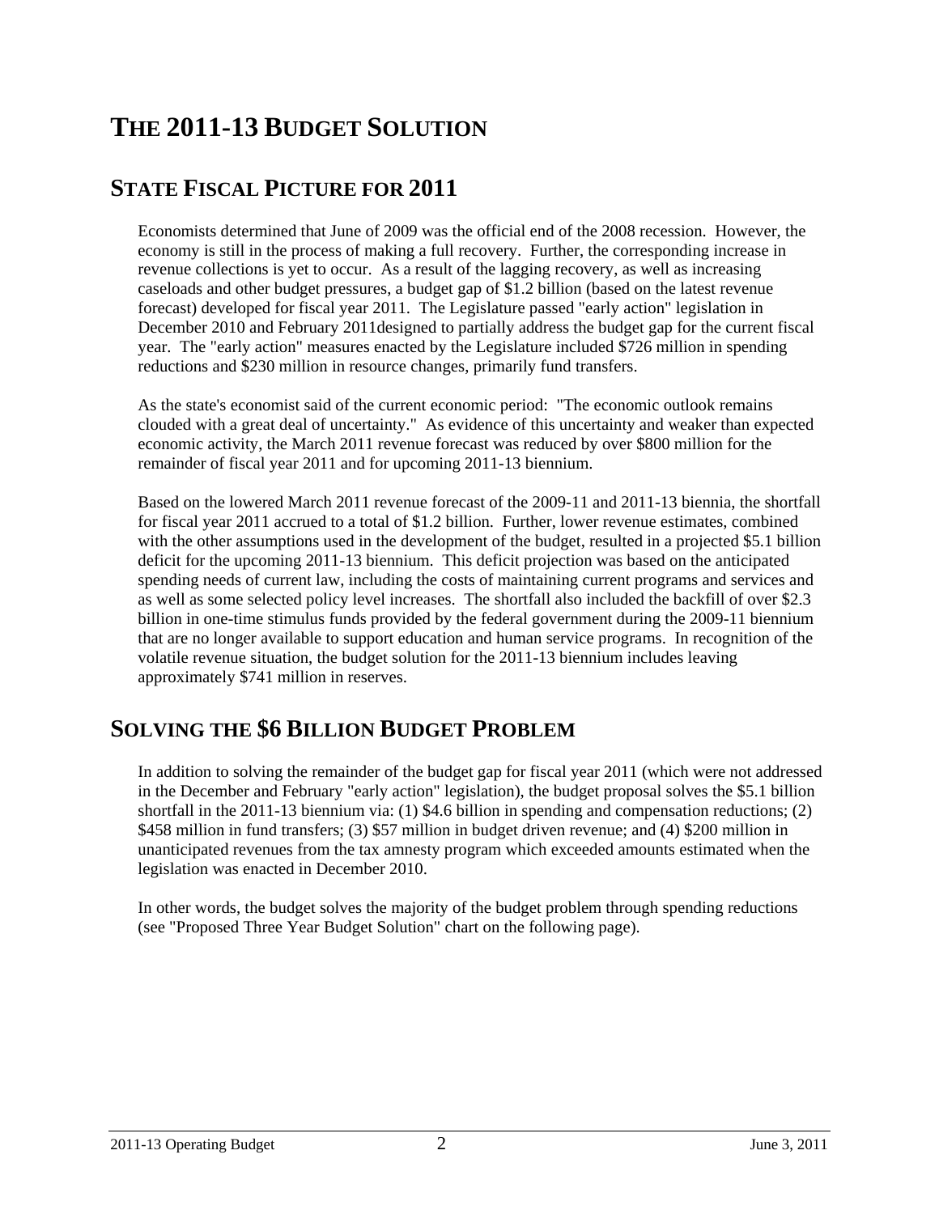# THE 2011-13 BUDGET SOLUTION

## STATE FISCAL PICTURE FOR 2011

Economists determined that June of 2009 was the official end of the 2008 recession. However, the economy is still in the process of making a full recovery. Further, the corresponding increase in revenue collections is yet to occur. As a result of the lagging recovery, as well as increasing caseloads and other budget pressures, a budget gap of $1.2 billion (based on the latest revenue forecast) developed for fiscal year 2011. The Legislature passed "early action" legislation in December 2010 and February 2011designed to partially address the budget gap for the current fiscal year. The "early action" measures enacted by the Legislature included $726 million in spending reductions and $230 million in resource changes, primarily fund transfers.

As the state's economist said of the current economic period: "The economic outlook remains clouded with a great deal of uncertainty." As evidence of this uncertainty and weaker than expected economic activity, the March 2011 revenue forecast was reduced by over $800 million for the remainder of fiscal year 2011 and for upcoming 2011-13 biennium.

Based on the lowered March 2011 revenue forecast of the 2009-11 and 2011-13 biennia, the shortfall for fiscal year 2011 accrued to a total of $1.2 billion. Further, lower revenue estimates, combined with the other assumptions used in the development of the budget, resulted in a projected $5.1 billion deficit for the upcoming 2011-13 biennium. This deficit projection was based on the anticipated spending needs of current law, including the costs of maintaining current programs and services and as well as some selected policy level increases. The shortfall also included the backfill of over $2.3 billion in one-time stimulus funds provided by the federal government during the 2009-11 biennium that are no longer available to support education and human service programs. In recognition of the volatile revenue situation, the budget solution for the 2011-13 biennium includes leaving approximately $741 million in reserves.

## SOLVING THE $6 BILLION BUDGET PROBLEM

In addition to solving the remainder of the budget gap for fiscal year 2011 (which were not addressed in the December and February "early action" legislation), the budget proposal solves the $5.1 billion shortfall in the 2011-13 biennium via: (1) $4.6 billion in spending and compensation reductions; (2) $458 million in fund transfers; (3) $57 million in budget driven revenue; and (4) $200 million in unanticipated revenues from the tax amnesty program which exceeded amounts estimated when the legislation was enacted in December 2010.

In other words, the budget solves the majority of the budget problem through spending reductions (see "Proposed Three Year Budget Solution" chart on the following page).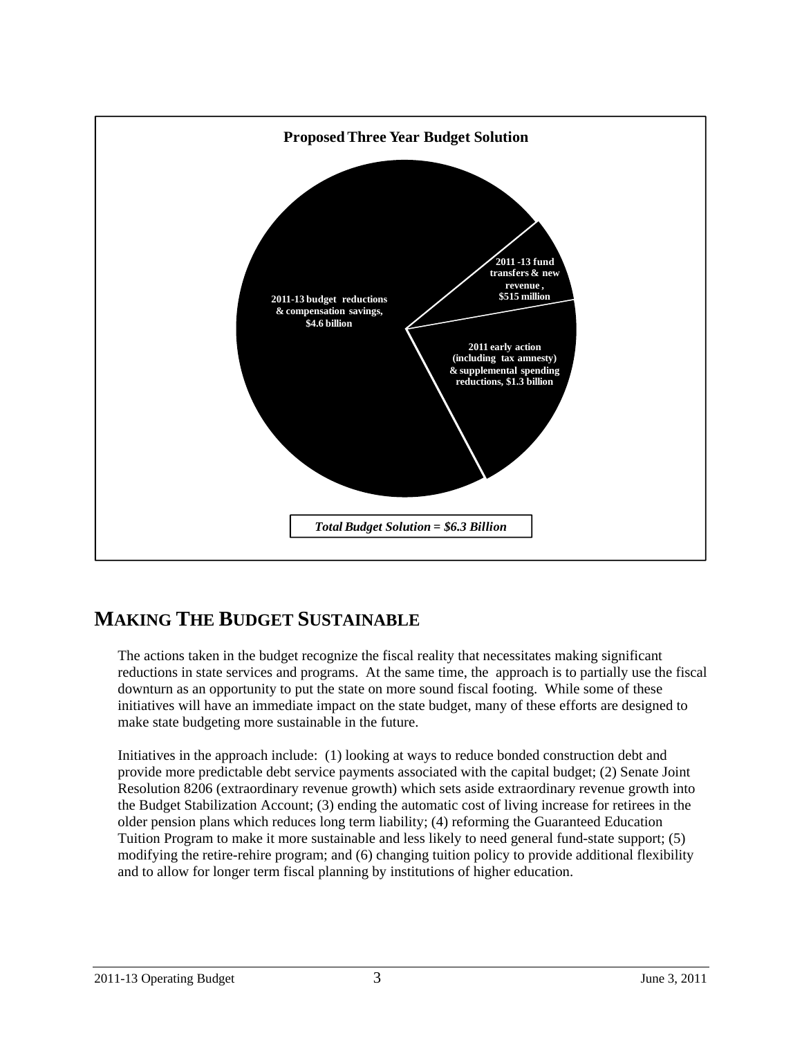**Proposed Three Year Budget Solution**

2011-13 budget reductions & compensation savings, $4.6 billion

2011 -13 fund transfers & new revenue , $515 million

2011 early action (including tax amnesty) & supplemental spending reductions, $1.3 billion

*Total Budget Solution = $6.3 Billion*

## MAKING THE BUDGET SUSTAINABLE

The actions taken in the budget recognize the fiscal reality that necessitates making significant reductions in state services and programs. At the same time, the approach is to partially use the fiscal downturn as an opportunity to put the state on more sound fiscal footing. While some of these initiatives will have an immediate impact on the state budget, many of these efforts are designed to make state budgeting more sustainable in the future.

Initiatives in the approach include: (1) looking at ways to reduce bonded construction debt and provide more predictable debt service payments associated with the capital budget; (2) Senate Joint Resolution 8206 (extraordinary revenue growth) which sets aside extraordinary revenue growth into the Budget Stabilization Account; (3) ending the automatic cost of living increase for retirees in the older pension plans which reduces long term liability; (4) reforming the Guaranteed Education Tuition Program to make it more sustainable and less likely to need general fund-state support; (5) modifying the retire-rehire program; and (6) changing tuition policy to provide additional flexibility and to allow for longer term fiscal planning by institutions of higher education.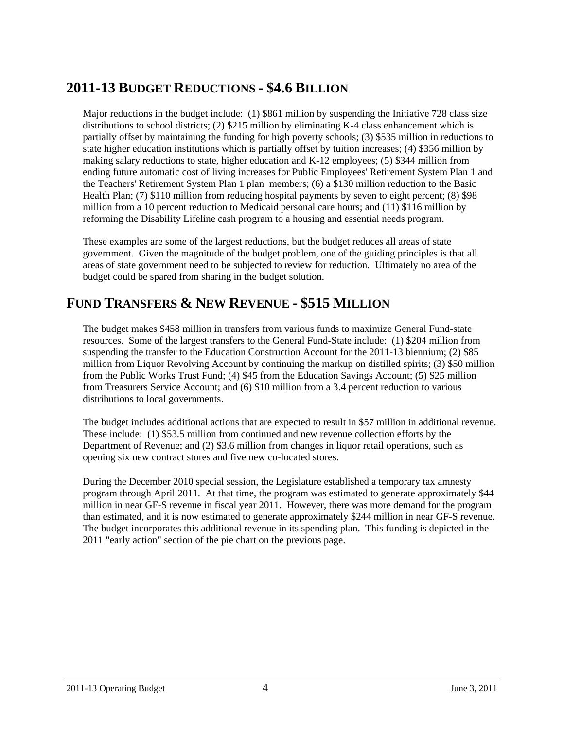## 2011-13 BUDGET REDUCTIONS - $4.6 BILLION

Major reductions in the budget include: (1) $861 million by suspending the Initiative 728 class size distributions to school districts; (2) $215 million by eliminating K-4 class enhancement which is partially offset by maintaining the funding for high poverty schools; (3) $535 million in reductions to state higher education institutions which is partially offset by tuition increases; (4) $356 million by making salary reductions to state, higher education and K-12 employees; (5) $344 million from ending future automatic cost of living increases for Public Employees' Retirement System Plan 1 and the Teachers' Retirement System Plan 1 plan members; (6) a $130 million reduction to the Basic Health Plan; (7) $110 million from reducing hospital payments by seven to eight percent; (8) $98 million from a 10 percent reduction to Medicaid personal care hours; and (11) $116 million by reforming the Disability Lifeline cash program to a housing and essential needs program.

These examples are some of the largest reductions, but the budget reduces all areas of state government. Given the magnitude of the budget problem, one of the guiding principles is that all areas of state government need to be subjected to review for reduction. Ultimately no area of the budget could be spared from sharing in the budget solution.

## FUND TRANSFERS & NEW REVENUE - $515 MILLION

The budget makes $458 million in transfers from various funds to maximize General Fund-state resources. Some of the largest transfers to the General Fund-State include: (1) $204 million from suspending the transfer to the Education Construction Account for the 2011-13 biennium; (2) $85 million from Liquor Revolving Account by continuing the markup on distilled spirits; (3) $50 million from the Public Works Trust Fund; (4) $45 from the Education Savings Account; (5) $25 million from Treasurers Service Account; and (6) $10 million from a 3.4 percent reduction to various distributions to local governments.

The budget includes additional actions that are expected to result in $57 million in additional revenue. These include: (1) $53.5 million from continued and new revenue collection efforts by the Department of Revenue; and (2) $3.6 million from changes in liquor retail operations, such as opening six new contract stores and five new co-located stores.

During the December 2010 special session, the Legislature established a temporary tax amnesty program through April 2011. At that time, the program was estimated to generate approximately $44 million in near GF-S revenue in fiscal year 2011. However, there was more demand for the program than estimated, and it is now estimated to generate approximately $244 million in near GF-S revenue. The budget incorporates this additional revenue in its spending plan. This funding is depicted in the 2011 "early action" section of the pie chart on the previous page.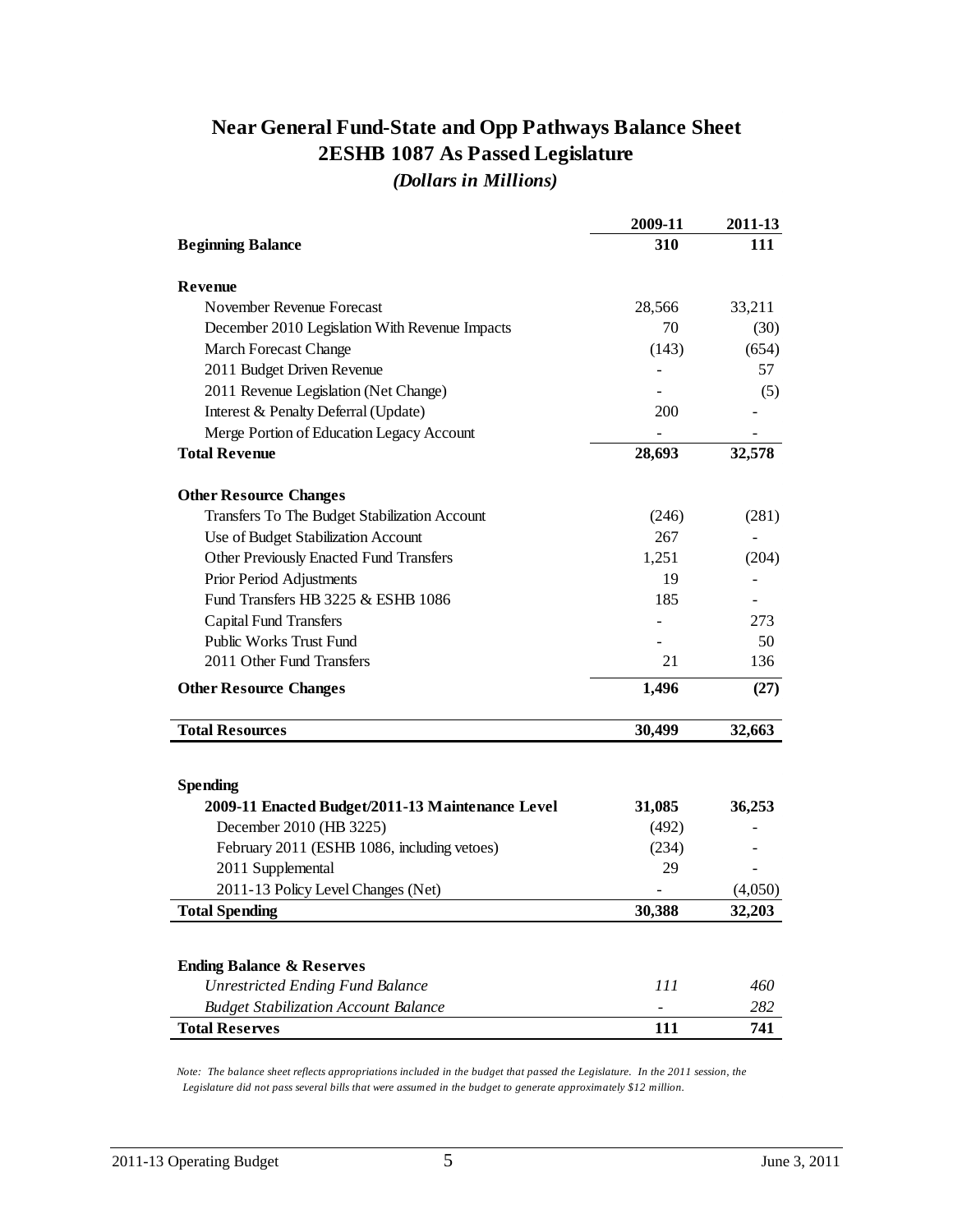# Near General Fund-State and Opp Pathways Balance Sheet

## 2ESHB 1087 As Passed Legislature

*(Dollars in Millions)*

| | 2009-11 | 2011-13 |
|---|---|---|
| **Beginning Balance** | **310** | **111** |
| | | |
| **Revenue** | | |
| November Revenue Forecast | 28,566 | 33,211 |
| December 2010 Legislation With Revenue Impacts | 70 | (30) |
| March Forecast Change | (143) | (654) |
| 2011 Budget Driven Revenue | - | 57 |
| 2011 Revenue Legislation (Net Change) | - | (5) |
| Interest & Penalty Deferral (Update) | 200 | - |
| Merge Portion of Education Legacy Account | - | - |
| **Total Revenue** | **28,693** | **32,578** |
| | | |
| **Other Resource Changes** | | |
| Transfers To The Budget Stabilization Account | (246) | (281) |
| Use of Budget Stabilization Account | 267 | - |
| Other Previously Enacted Fund Transfers | 1,251 | (204) |
| Prior Period Adjustments | 19 | - |
| Fund Transfers HB 3225 & ESHB 1086 | 185 | - |
| Capital Fund Transfers | - | 273 |
| Public Works Trust Fund | - | 50 |
| 2011 Other Fund Transfers | 21 | 136 |
| **Other Resource Changes** | **1,496** | **(27)** |
| | | |
| **Total Resources** | **30,499** | **32,663** |
| | | |
| **Spending** | | |
| **2009-11 Enacted Budget/2011-13 Maintenance Level** | **31,085** | **36,253** |
| December 2010 (HB 3225) | (492) | - |
| February 2011 (ESHB 1086, including vetoes) | (234) | - |
| 2011 Supplemental | 29 | - |
| 2011-13 Policy Level Changes (Net) | - | (4,050) |
| **Total Spending** | **30,388** | **32,203** |
| | | |
| **Ending Balance & Reserves** | | |
| *Unrestricted Ending Fund Balance* | *111* | *460* |
| *Budget Stabilization Account Balance* | *-* | *282* |
| **Total Reserves** | **111** | **741** |

*Note: The balance sheet reflects appropriations included in the budget that passed the Legislature. In the 2011 session, the Legislature did not pass several bills that were assumed in the budget to generate approximately $12 million.*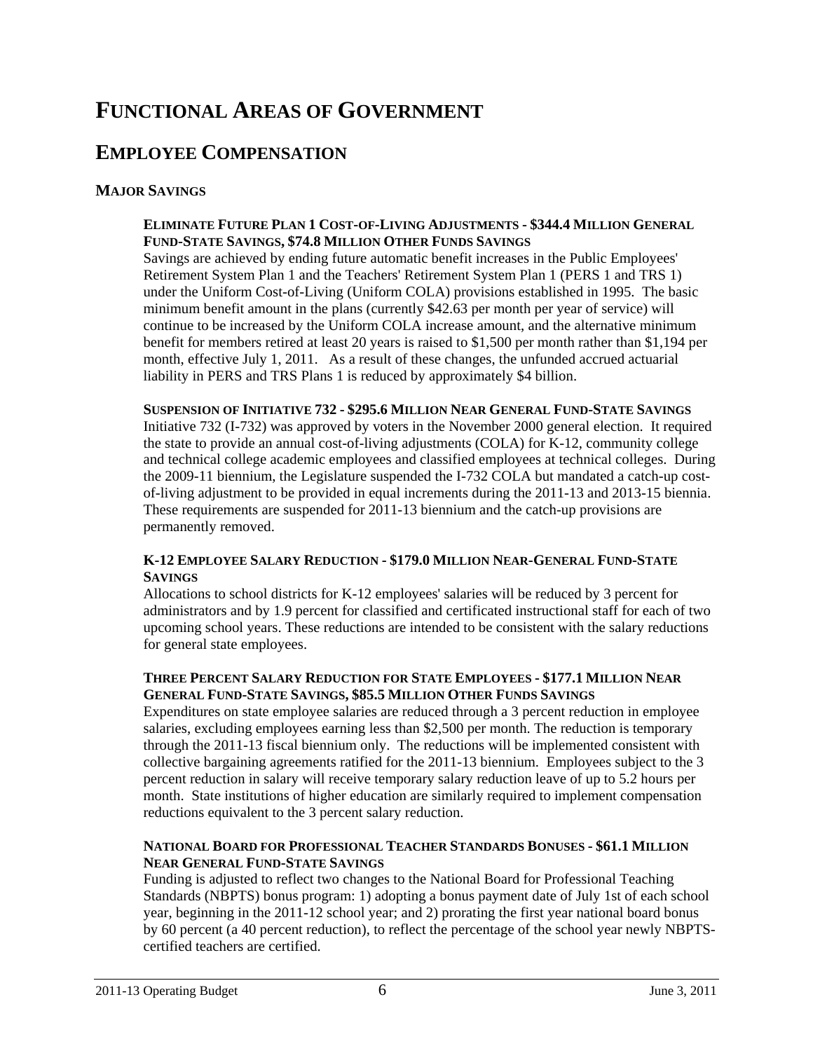# FUNCTIONAL AREAS OF GOVERNMENT

## EMPLOYEE COMPENSATION

### MAJOR SAVINGS

**ELIMINATE FUTURE PLAN 1 COST-OF-LIVING ADJUSTMENTS - $344.4 MILLION GENERAL FUND-STATE SAVINGS, $74.8 MILLION OTHER FUNDS SAVINGS**

Savings are achieved by ending future automatic benefit increases in the Public Employees' Retirement System Plan 1 and the Teachers' Retirement System Plan 1 (PERS 1 and TRS 1) under the Uniform Cost-of-Living (Uniform COLA) provisions established in 1995. The basic minimum benefit amount in the plans (currently $42.63 per month per year of service) will continue to be increased by the Uniform COLA increase amount, and the alternative minimum benefit for members retired at least 20 years is raised to $1,500 per month rather than $1,194 per month, effective July 1, 2011. As a result of these changes, the unfunded accrued actuarial liability in PERS and TRS Plans 1 is reduced by approximately $4 billion.

**SUSPENSION OF INITIATIVE 732 - $295.6 MILLION NEAR GENERAL FUND-STATE SAVINGS**

Initiative 732 (I-732) was approved by voters in the November 2000 general election. It required the state to provide an annual cost-of-living adjustments (COLA) for K-12, community college and technical college academic employees and classified employees at technical colleges. During the 2009-11 biennium, the Legislature suspended the I-732 COLA but mandated a catch-up cost-of-living adjustment to be provided in equal increments during the 2011-13 and 2013-15 biennia. These requirements are suspended for 2011-13 biennium and the catch-up provisions are permanently removed.

**K-12 EMPLOYEE SALARY REDUCTION - $179.0 MILLION NEAR-GENERAL FUND-STATE SAVINGS**

Allocations to school districts for K-12 employees' salaries will be reduced by 3 percent for administrators and by 1.9 percent for classified and certificated instructional staff for each of two upcoming school years. These reductions are intended to be consistent with the salary reductions for general state employees.

**THREE PERCENT SALARY REDUCTION FOR STATE EMPLOYEES - $177.1 MILLION NEAR GENERAL FUND-STATE SAVINGS, $85.5 MILLION OTHER FUNDS SAVINGS**

Expenditures on state employee salaries are reduced through a 3 percent reduction in employee salaries, excluding employees earning less than $2,500 per month. The reduction is temporary through the 2011-13 fiscal biennium only. The reductions will be implemented consistent with collective bargaining agreements ratified for the 2011-13 biennium. Employees subject to the 3 percent reduction in salary will receive temporary salary reduction leave of up to 5.2 hours per month. State institutions of higher education are similarly required to implement compensation reductions equivalent to the 3 percent salary reduction.

**NATIONAL BOARD FOR PROFESSIONAL TEACHER STANDARDS BONUSES - $61.1 MILLION NEAR GENERAL FUND-STATE SAVINGS**

Funding is adjusted to reflect two changes to the National Board for Professional Teaching Standards (NBPTS) bonus program: 1) adopting a bonus payment date of July 1st of each school year, beginning in the 2011-12 school year; and 2) prorating the first year national board bonus by 60 percent (a 40 percent reduction), to reflect the percentage of the school year newly NBPTS-certified teachers are certified.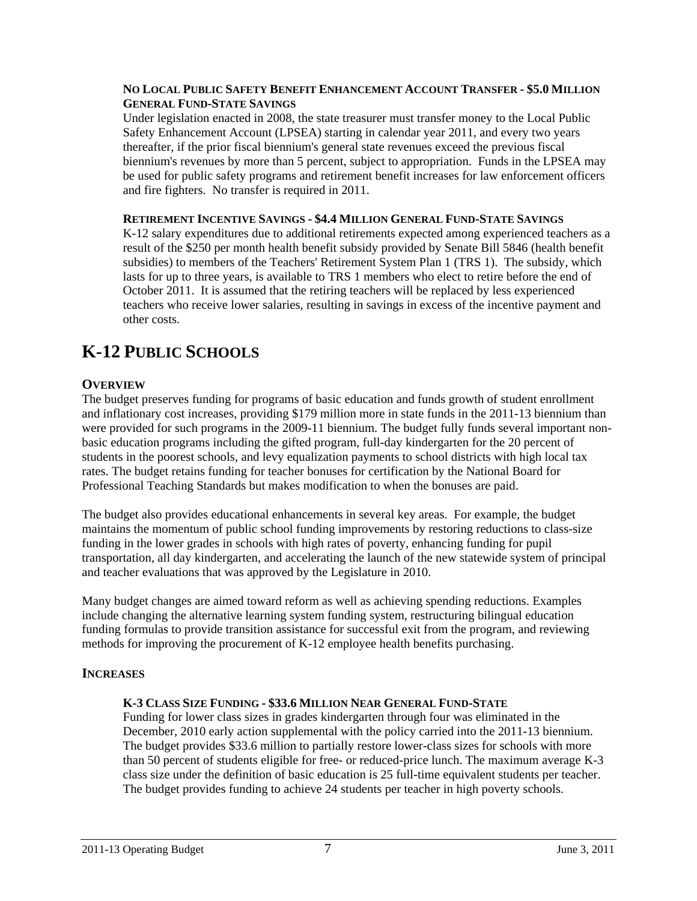**NO LOCAL PUBLIC SAFETY BENEFIT ENHANCEMENT ACCOUNT TRANSFER - $5.0 MILLION GENERAL FUND-STATE SAVINGS**

Under legislation enacted in 2008, the state treasurer must transfer money to the Local Public Safety Enhancement Account (LPSEA) starting in calendar year 2011, and every two years thereafter, if the prior fiscal biennium's general state revenues exceed the previous fiscal biennium's revenues by more than 5 percent, subject to appropriation. Funds in the LPSEA may be used for public safety programs and retirement benefit increases for law enforcement officers and fire fighters. No transfer is required in 2011.

**RETIREMENT INCENTIVE SAVINGS - $4.4 MILLION GENERAL FUND-STATE SAVINGS**

K-12 salary expenditures due to additional retirements expected among experienced teachers as a result of the $250 per month health benefit subsidy provided by Senate Bill 5846 (health benefit subsidies) to members of the Teachers' Retirement System Plan 1 (TRS 1). The subsidy, which lasts for up to three years, is available to TRS 1 members who elect to retire before the end of October 2011. It is assumed that the retiring teachers will be replaced by less experienced teachers who receive lower salaries, resulting in savings in excess of the incentive payment and other costs.

# K-12 PUBLIC SCHOOLS

## OVERVIEW

The budget preserves funding for programs of basic education and funds growth of student enrollment and inflationary cost increases, providing $179 million more in state funds in the 2011-13 biennium than were provided for such programs in the 2009-11 biennium. The budget fully funds several important non-basic education programs including the gifted program, full-day kindergarten for the 20 percent of students in the poorest schools, and levy equalization payments to school districts with high local tax rates. The budget retains funding for teacher bonuses for certification by the National Board for Professional Teaching Standards but makes modification to when the bonuses are paid.

The budget also provides educational enhancements in several key areas. For example, the budget maintains the momentum of public school funding improvements by restoring reductions to class-size funding in the lower grades in schools with high rates of poverty, enhancing funding for pupil transportation, all day kindergarten, and accelerating the launch of the new statewide system of principal and teacher evaluations that was approved by the Legislature in 2010.

Many budget changes are aimed toward reform as well as achieving spending reductions. Examples include changing the alternative learning system funding system, restructuring bilingual education funding formulas to provide transition assistance for successful exit from the program, and reviewing methods for improving the procurement of K-12 employee health benefits purchasing.

## INCREASES

**K-3 CLASS SIZE FUNDING - $33.6 MILLION NEAR GENERAL FUND-STATE**

Funding for lower class sizes in grades kindergarten through four was eliminated in the December, 2010 early action supplemental with the policy carried into the 2011-13 biennium. The budget provides $33.6 million to partially restore lower-class sizes for schools with more than 50 percent of students eligible for free- or reduced-price lunch. The maximum average K-3 class size under the definition of basic education is 25 full-time equivalent students per teacher. The budget provides funding to achieve 24 students per teacher in high poverty schools.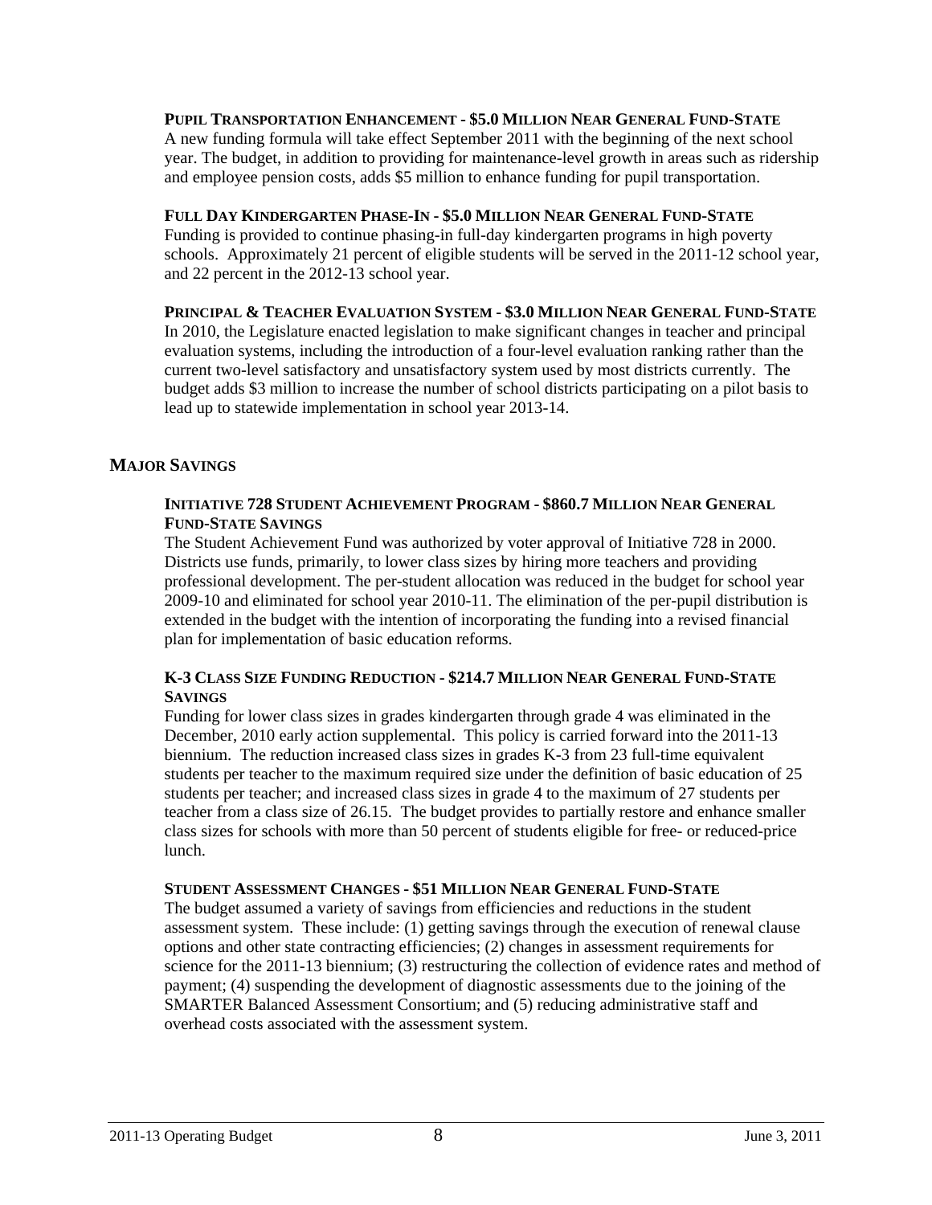**PUPIL TRANSPORTATION ENHANCEMENT - $5.0 MILLION NEAR GENERAL FUND-STATE**

A new funding formula will take effect September 2011 with the beginning of the next school year. The budget, in addition to providing for maintenance-level growth in areas such as ridership and employee pension costs, adds $5 million to enhance funding for pupil transportation.

**FULL DAY KINDERGARTEN PHASE-IN - $5.0 MILLION NEAR GENERAL FUND-STATE**

Funding is provided to continue phasing-in full-day kindergarten programs in high poverty schools. Approximately 21 percent of eligible students will be served in the 2011-12 school year, and 22 percent in the 2012-13 school year.

**PRINCIPAL & TEACHER EVALUATION SYSTEM - $3.0 MILLION NEAR GENERAL FUND-STATE**

In 2010, the Legislature enacted legislation to make significant changes in teacher and principal evaluation systems, including the introduction of a four-level evaluation ranking rather than the current two-level satisfactory and unsatisfactory system used by most districts currently. The budget adds $3 million to increase the number of school districts participating on a pilot basis to lead up to statewide implementation in school year 2013-14.

## MAJOR SAVINGS

**INITIATIVE 728 STUDENT ACHIEVEMENT PROGRAM - $860.7 MILLION NEAR GENERAL FUND-STATE SAVINGS**

The Student Achievement Fund was authorized by voter approval of Initiative 728 in 2000. Districts use funds, primarily, to lower class sizes by hiring more teachers and providing professional development. The per-student allocation was reduced in the budget for school year 2009-10 and eliminated for school year 2010-11. The elimination of the per-pupil distribution is extended in the budget with the intention of incorporating the funding into a revised financial plan for implementation of basic education reforms.

**K-3 CLASS SIZE FUNDING REDUCTION - $214.7 MILLION NEAR GENERAL FUND-STATE SAVINGS**

Funding for lower class sizes in grades kindergarten through grade 4 was eliminated in the December, 2010 early action supplemental. This policy is carried forward into the 2011-13 biennium. The reduction increased class sizes in grades K-3 from 23 full-time equivalent students per teacher to the maximum required size under the definition of basic education of 25 students per teacher; and increased class sizes in grade 4 to the maximum of 27 students per teacher from a class size of 26.15. The budget provides to partially restore and enhance smaller class sizes for schools with more than 50 percent of students eligible for free- or reduced-price lunch.

**STUDENT ASSESSMENT CHANGES - $51 MILLION NEAR GENERAL FUND-STATE**

The budget assumed a variety of savings from efficiencies and reductions in the student assessment system. These include: (1) getting savings through the execution of renewal clause options and other state contracting efficiencies; (2) changes in assessment requirements for science for the 2011-13 biennium; (3) restructuring the collection of evidence rates and method of payment; (4) suspending the development of diagnostic assessments due to the joining of the SMARTER Balanced Assessment Consortium; and (5) reducing administrative staff and overhead costs associated with the assessment system.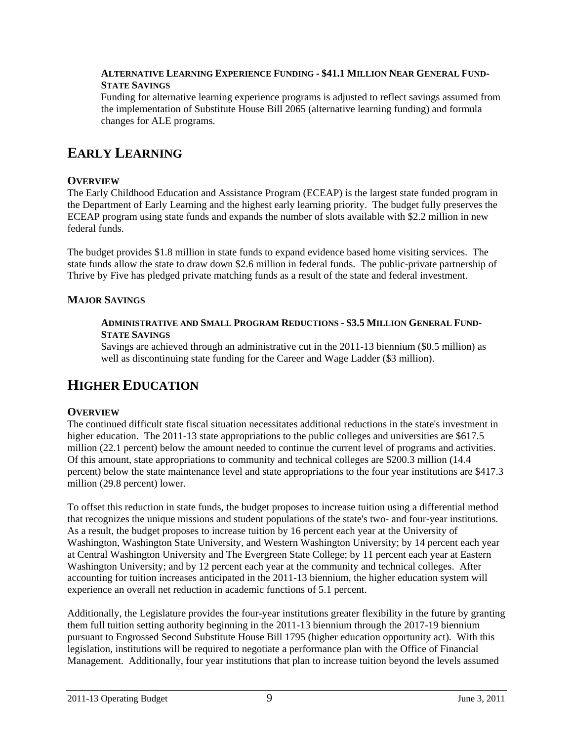#### Alternative Learning Experience Funding - $41.1 Million Near General Fund-State Savings

Funding for alternative learning experience programs is adjusted to reflect savings assumed from the implementation of Substitute House Bill 2065 (alternative learning funding) and formula changes for ALE programs.

# Early Learning

### Overview

The Early Childhood Education and Assistance Program (ECEAP) is the largest state funded program in the Department of Early Learning and the highest early learning priority. The budget fully preserves the ECEAP program using state funds and expands the number of slots available with $2.2 million in new federal funds.

The budget provides $1.8 million in state funds to expand evidence based home visiting services. The state funds allow the state to draw down $2.6 million in federal funds. The public-private partnership of Thrive by Five has pledged private matching funds as a result of the state and federal investment.

### Major Savings

#### Administrative and Small Program Reductions - $3.5 Million General Fund-State Savings

Savings are achieved through an administrative cut in the 2011-13 biennium ($0.5 million) as well as discontinuing state funding for the Career and Wage Ladder ($3 million).

# Higher Education

### Overview

The continued difficult state fiscal situation necessitates additional reductions in the state's investment in higher education. The 2011-13 state appropriations to the public colleges and universities are $617.5 million (22.1 percent) below the amount needed to continue the current level of programs and activities. Of this amount, state appropriations to community and technical colleges are $200.3 million (14.4 percent) below the state maintenance level and state appropriations to the four year institutions are $417.3 million (29.8 percent) lower.

To offset this reduction in state funds, the budget proposes to increase tuition using a differential method that recognizes the unique missions and student populations of the state's two- and four-year institutions. As a result, the budget proposes to increase tuition by 16 percent each year at the University of Washington, Washington State University, and Western Washington University; by 14 percent each year at Central Washington University and The Evergreen State College; by 11 percent each year at Eastern Washington University; and by 12 percent each year at the community and technical colleges. After accounting for tuition increases anticipated in the 2011-13 biennium, the higher education system will experience an overall net reduction in academic functions of 5.1 percent.

Additionally, the Legislature provides the four-year institutions greater flexibility in the future by granting them full tuition setting authority beginning in the 2011-13 biennium through the 2017-19 biennium pursuant to Engrossed Second Substitute House Bill 1795 (higher education opportunity act). With this legislation, institutions will be required to negotiate a performance plan with the Office of Financial Management. Additionally, four year institutions that plan to increase tuition beyond the levels assumed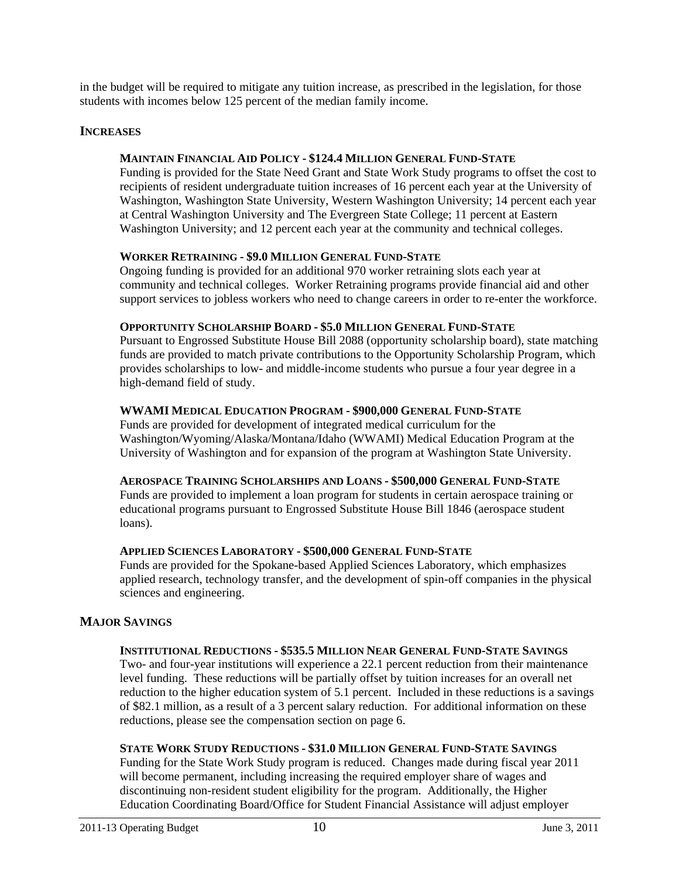in the budget will be required to mitigate any tuition increase, as prescribed in the legislation, for those students with incomes below 125 percent of the median family income.

## INCREASES

### MAINTAIN FINANCIAL AID POLICY - $124.4 MILLION GENERAL FUND-STATE

Funding is provided for the State Need Grant and State Work Study programs to offset the cost to recipients of resident undergraduate tuition increases of 16 percent each year at the University of Washington, Washington State University, Western Washington University; 14 percent each year at Central Washington University and The Evergreen State College; 11 percent at Eastern Washington University; and 12 percent each year at the community and technical colleges.

### WORKER RETRAINING - $9.0 MILLION GENERAL FUND-STATE

Ongoing funding is provided for an additional 970 worker retraining slots each year at community and technical colleges. Worker Retraining programs provide financial aid and other support services to jobless workers who need to change careers in order to re-enter the workforce.

### OPPORTUNITY SCHOLARSHIP BOARD - $5.0 MILLION GENERAL FUND-STATE

Pursuant to Engrossed Substitute House Bill 2088 (opportunity scholarship board), state matching funds are provided to match private contributions to the Opportunity Scholarship Program, which provides scholarships to low- and middle-income students who pursue a four year degree in a high-demand field of study.

### WWAMI MEDICAL EDUCATION PROGRAM - $900,000 GENERAL FUND-STATE

Funds are provided for development of integrated medical curriculum for the Washington/Wyoming/Alaska/Montana/Idaho (WWAMI) Medical Education Program at the University of Washington and for expansion of the program at Washington State University.

### AEROSPACE TRAINING SCHOLARSHIPS AND LOANS - $500,000 GENERAL FUND-STATE

Funds are provided to implement a loan program for students in certain aerospace training or educational programs pursuant to Engrossed Substitute House Bill 1846 (aerospace student loans).

### APPLIED SCIENCES LABORATORY - $500,000 GENERAL FUND-STATE

Funds are provided for the Spokane-based Applied Sciences Laboratory, which emphasizes applied research, technology transfer, and the development of spin-off companies in the physical sciences and engineering.

## MAJOR SAVINGS

### INSTITUTIONAL REDUCTIONS - $535.5 MILLION NEAR GENERAL FUND-STATE SAVINGS

Two- and four-year institutions will experience a 22.1 percent reduction from their maintenance level funding. These reductions will be partially offset by tuition increases for an overall net reduction to the higher education system of 5.1 percent. Included in these reductions is a savings of $82.1 million, as a result of a 3 percent salary reduction. For additional information on these reductions, please see the compensation section on page 6.

### STATE WORK STUDY REDUCTIONS - $31.0 MILLION GENERAL FUND-STATE SAVINGS

Funding for the State Work Study program is reduced. Changes made during fiscal year 2011 will become permanent, including increasing the required employer share of wages and discontinuing non-resident student eligibility for the program. Additionally, the Higher Education Coordinating Board/Office for Student Financial Assistance will adjust employer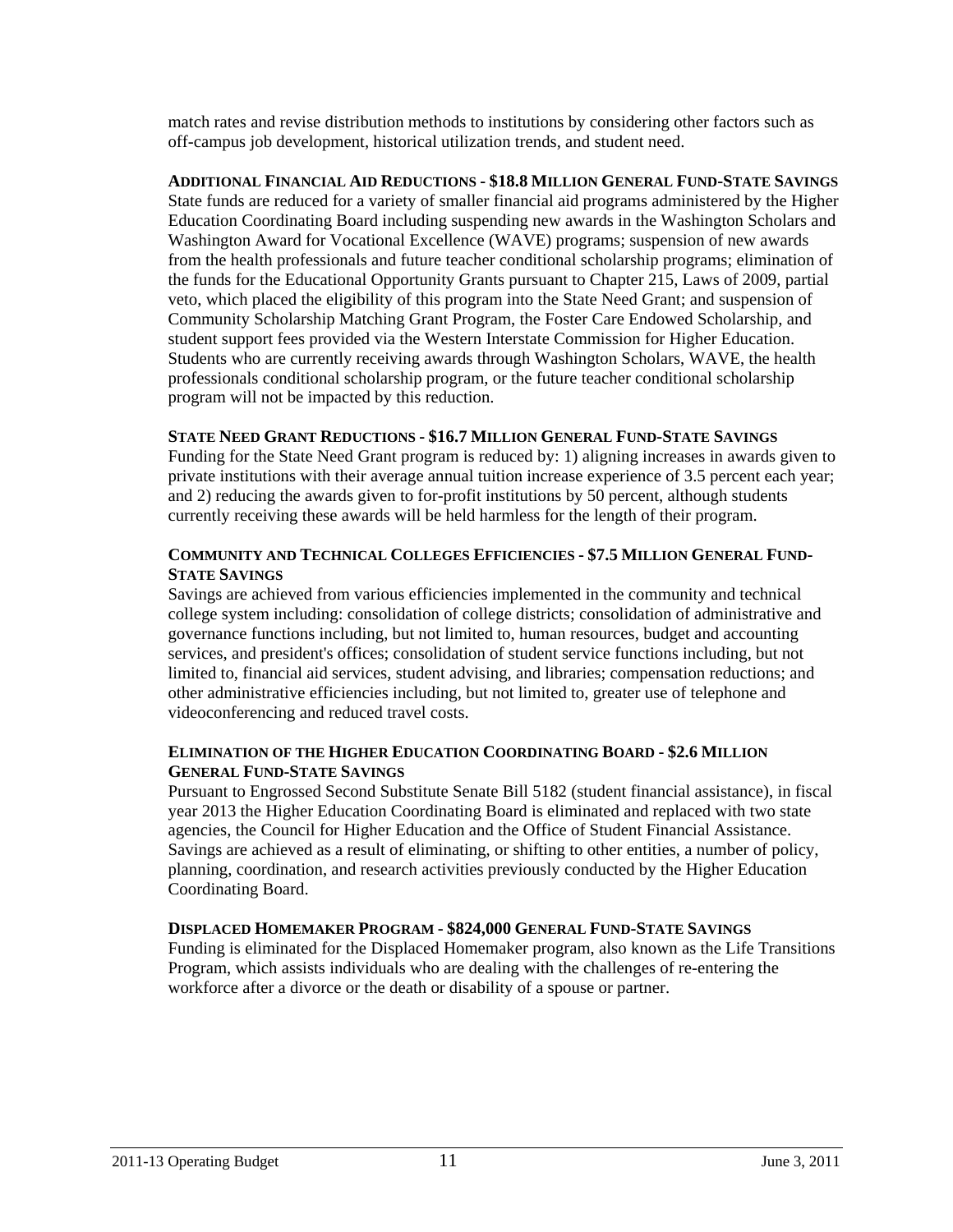match rates and revise distribution methods to institutions by considering other factors such as off-campus job development, historical utilization trends, and student need.

**ADDITIONAL FINANCIAL AID REDUCTIONS - $18.8 MILLION GENERAL FUND-STATE SAVINGS**

State funds are reduced for a variety of smaller financial aid programs administered by the Higher Education Coordinating Board including suspending new awards in the Washington Scholars and Washington Award for Vocational Excellence (WAVE) programs; suspension of new awards from the health professionals and future teacher conditional scholarship programs; elimination of the funds for the Educational Opportunity Grants pursuant to Chapter 215, Laws of 2009, partial veto, which placed the eligibility of this program into the State Need Grant; and suspension of Community Scholarship Matching Grant Program, the Foster Care Endowed Scholarship, and student support fees provided via the Western Interstate Commission for Higher Education. Students who are currently receiving awards through Washington Scholars, WAVE, the health professionals conditional scholarship program, or the future teacher conditional scholarship program will not be impacted by this reduction.

**STATE NEED GRANT REDUCTIONS - $16.7 MILLION GENERAL FUND-STATE SAVINGS**

Funding for the State Need Grant program is reduced by: 1) aligning increases in awards given to private institutions with their average annual tuition increase experience of 3.5 percent each year; and 2) reducing the awards given to for-profit institutions by 50 percent, although students currently receiving these awards will be held harmless for the length of their program.

**COMMUNITY AND TECHNICAL COLLEGES EFFICIENCIES - $7.5 MILLION GENERAL FUND-STATE SAVINGS**

Savings are achieved from various efficiencies implemented in the community and technical college system including: consolidation of college districts; consolidation of administrative and governance functions including, but not limited to, human resources, budget and accounting services, and president's offices; consolidation of student service functions including, but not limited to, financial aid services, student advising, and libraries; compensation reductions; and other administrative efficiencies including, but not limited to, greater use of telephone and videoconferencing and reduced travel costs.

**ELIMINATION OF THE HIGHER EDUCATION COORDINATING BOARD - $2.6 MILLION GENERAL FUND-STATE SAVINGS**

Pursuant to Engrossed Second Substitute Senate Bill 5182 (student financial assistance), in fiscal year 2013 the Higher Education Coordinating Board is eliminated and replaced with two state agencies, the Council for Higher Education and the Office of Student Financial Assistance. Savings are achieved as a result of eliminating, or shifting to other entities, a number of policy, planning, coordination, and research activities previously conducted by the Higher Education Coordinating Board.

**DISPLACED HOMEMAKER PROGRAM - $824,000 GENERAL FUND-STATE SAVINGS**

Funding is eliminated for the Displaced Homemaker program, also known as the Life Transitions Program, which assists individuals who are dealing with the challenges of re-entering the workforce after a divorce or the death or disability of a spouse or partner.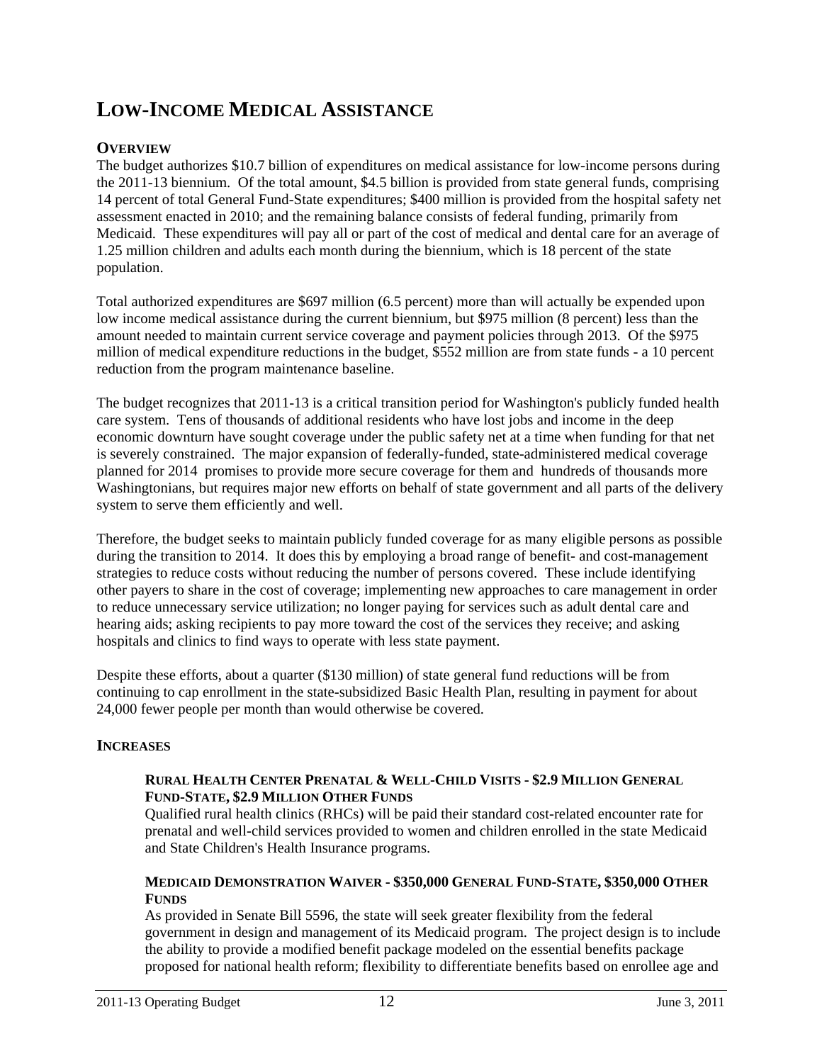# LOW-INCOME MEDICAL ASSISTANCE

## OVERVIEW

The budget authorizes $10.7 billion of expenditures on medical assistance for low-income persons during the 2011-13 biennium. Of the total amount, $4.5 billion is provided from state general funds, comprising 14 percent of total General Fund-State expenditures; $400 million is provided from the hospital safety net assessment enacted in 2010; and the remaining balance consists of federal funding, primarily from Medicaid. These expenditures will pay all or part of the cost of medical and dental care for an average of 1.25 million children and adults each month during the biennium, which is 18 percent of the state population.

Total authorized expenditures are $697 million (6.5 percent) more than will actually be expended upon low income medical assistance during the current biennium, but $975 million (8 percent) less than the amount needed to maintain current service coverage and payment policies through 2013. Of the $975 million of medical expenditure reductions in the budget, $552 million are from state funds - a 10 percent reduction from the program maintenance baseline.

The budget recognizes that 2011-13 is a critical transition period for Washington's publicly funded health care system. Tens of thousands of additional residents who have lost jobs and income in the deep economic downturn have sought coverage under the public safety net at a time when funding for that net is severely constrained. The major expansion of federally-funded, state-administered medical coverage planned for 2014 promises to provide more secure coverage for them and hundreds of thousands more Washingtonians, but requires major new efforts on behalf of state government and all parts of the delivery system to serve them efficiently and well.

Therefore, the budget seeks to maintain publicly funded coverage for as many eligible persons as possible during the transition to 2014. It does this by employing a broad range of benefit- and cost-management strategies to reduce costs without reducing the number of persons covered. These include identifying other payers to share in the cost of coverage; implementing new approaches to care management in order to reduce unnecessary service utilization; no longer paying for services such as adult dental care and hearing aids; asking recipients to pay more toward the cost of the services they receive; and asking hospitals and clinics to find ways to operate with less state payment.

Despite these efforts, about a quarter ($130 million) of state general fund reductions will be from continuing to cap enrollment in the state-subsidized Basic Health Plan, resulting in payment for about 24,000 fewer people per month than would otherwise be covered.

## INCREASES

### RURAL HEALTH CENTER PRENATAL & WELL-CHILD VISITS - $2.9 MILLION GENERAL FUND-STATE, $2.9 MILLION OTHER FUNDS

Qualified rural health clinics (RHCs) will be paid their standard cost-related encounter rate for prenatal and well-child services provided to women and children enrolled in the state Medicaid and State Children's Health Insurance programs.

### MEDICAID DEMONSTRATION WAIVER - $350,000 GENERAL FUND-STATE, $350,000 OTHER FUNDS

As provided in Senate Bill 5596, the state will seek greater flexibility from the federal government in design and management of its Medicaid program. The project design is to include the ability to provide a modified benefit package modeled on the essential benefits package proposed for national health reform; flexibility to differentiate benefits based on enrollee age and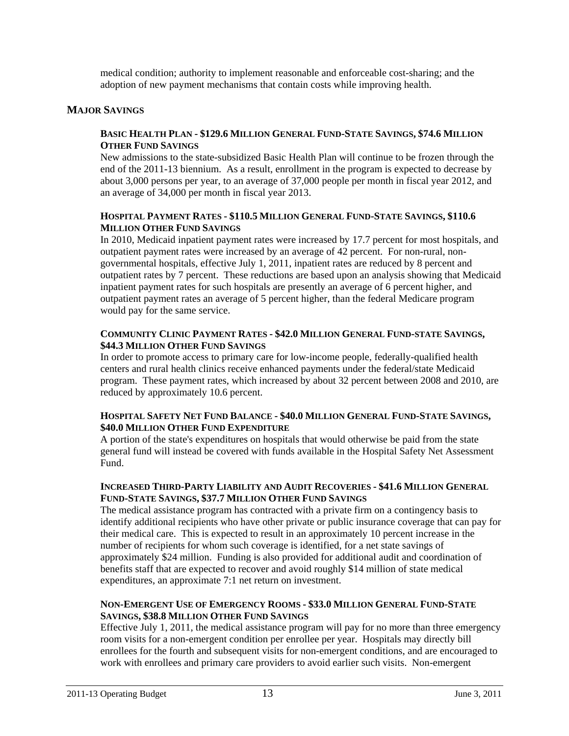medical condition; authority to implement reasonable and enforceable cost-sharing; and the adoption of new payment mechanisms that contain costs while improving health.

## MAJOR SAVINGS

### BASIC HEALTH PLAN - $129.6 MILLION GENERAL FUND-STATE SAVINGS, $74.6 MILLION OTHER FUND SAVINGS

New admissions to the state-subsidized Basic Health Plan will continue to be frozen through the end of the 2011-13 biennium. As a result, enrollment in the program is expected to decrease by about 3,000 persons per year, to an average of 37,000 people per month in fiscal year 2012, and an average of 34,000 per month in fiscal year 2013.

### HOSPITAL PAYMENT RATES - $110.5 MILLION GENERAL FUND-STATE SAVINGS, $110.6 MILLION OTHER FUND SAVINGS

In 2010, Medicaid inpatient payment rates were increased by 17.7 percent for most hospitals, and outpatient payment rates were increased by an average of 42 percent. For non-rural, non-governmental hospitals, effective July 1, 2011, inpatient rates are reduced by 8 percent and outpatient rates by 7 percent. These reductions are based upon an analysis showing that Medicaid inpatient payment rates for such hospitals are presently an average of 6 percent higher, and outpatient payment rates an average of 5 percent higher, than the federal Medicare program would pay for the same service.

### COMMUNITY CLINIC PAYMENT RATES - $42.0 MILLION GENERAL FUND-STATE SAVINGS, $44.3 MILLION OTHER FUND SAVINGS

In order to promote access to primary care for low-income people, federally-qualified health centers and rural health clinics receive enhanced payments under the federal/state Medicaid program. These payment rates, which increased by about 32 percent between 2008 and 2010, are reduced by approximately 10.6 percent.

### HOSPITAL SAFETY NET FUND BALANCE - $40.0 MILLION GENERAL FUND-STATE SAVINGS, $40.0 MILLION OTHER FUND EXPENDITURE

A portion of the state's expenditures on hospitals that would otherwise be paid from the state general fund will instead be covered with funds available in the Hospital Safety Net Assessment Fund.

### INCREASED THIRD-PARTY LIABILITY AND AUDIT RECOVERIES - $41.6 MILLION GENERAL FUND-STATE SAVINGS, $37.7 MILLION OTHER FUND SAVINGS

The medical assistance program has contracted with a private firm on a contingency basis to identify additional recipients who have other private or public insurance coverage that can pay for their medical care. This is expected to result in an approximately 10 percent increase in the number of recipients for whom such coverage is identified, for a net state savings of approximately $24 million. Funding is also provided for additional audit and coordination of benefits staff that are expected to recover and avoid roughly $14 million of state medical expenditures, an approximate 7:1 net return on investment.

### NON-EMERGENT USE OF EMERGENCY ROOMS - $33.0 MILLION GENERAL FUND-STATE SAVINGS, $38.8 MILLION OTHER FUND SAVINGS

Effective July 1, 2011, the medical assistance program will pay for no more than three emergency room visits for a non-emergent condition per enrollee per year. Hospitals may directly bill enrollees for the fourth and subsequent visits for non-emergent conditions, and are encouraged to work with enrollees and primary care providers to avoid earlier such visits. Non-emergent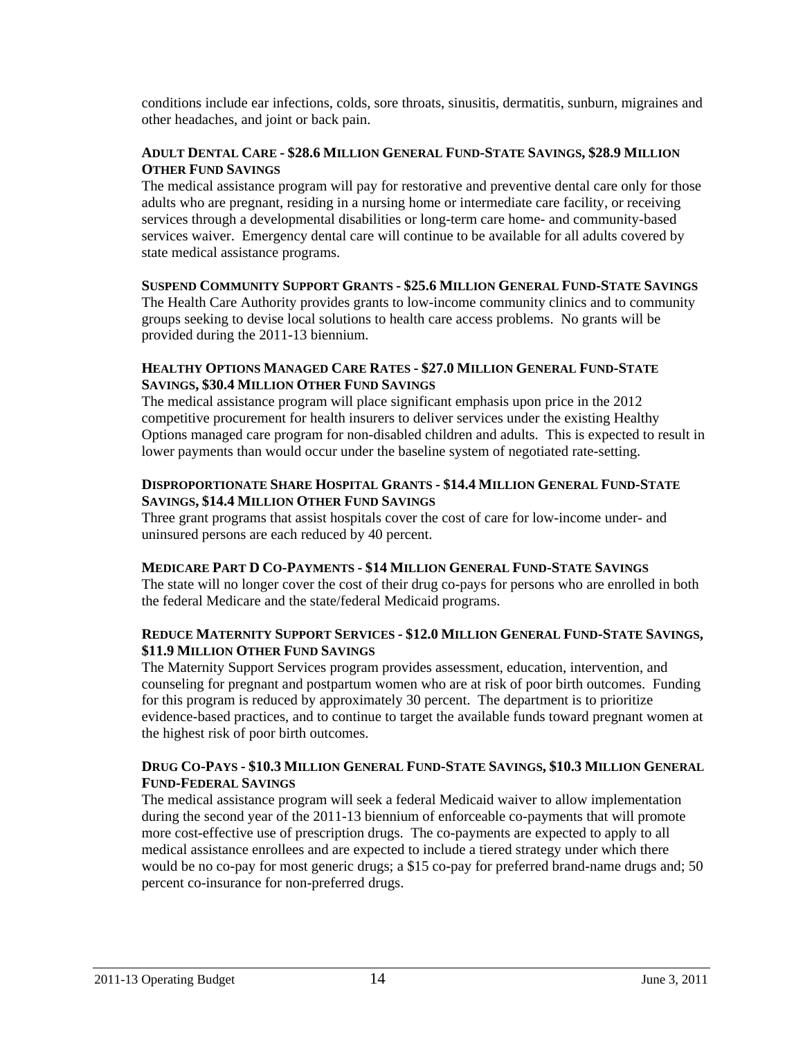conditions include ear infections, colds, sore throats, sinusitis, dermatitis, sunburn, migraines and other headaches, and joint or back pain.

**ADULT DENTAL CARE - $28.6 MILLION GENERAL FUND-STATE SAVINGS, $28.9 MILLION OTHER FUND SAVINGS**

The medical assistance program will pay for restorative and preventive dental care only for those adults who are pregnant, residing in a nursing home or intermediate care facility, or receiving services through a developmental disabilities or long-term care home- and community-based services waiver. Emergency dental care will continue to be available for all adults covered by state medical assistance programs.

**SUSPEND COMMUNITY SUPPORT GRANTS - $25.6 MILLION GENERAL FUND-STATE SAVINGS**

The Health Care Authority provides grants to low-income community clinics and to community groups seeking to devise local solutions to health care access problems. No grants will be provided during the 2011-13 biennium.

**HEALTHY OPTIONS MANAGED CARE RATES - $27.0 MILLION GENERAL FUND-STATE SAVINGS, $30.4 MILLION OTHER FUND SAVINGS**

The medical assistance program will place significant emphasis upon price in the 2012 competitive procurement for health insurers to deliver services under the existing Healthy Options managed care program for non-disabled children and adults. This is expected to result in lower payments than would occur under the baseline system of negotiated rate-setting.

**DISPROPORTIONATE SHARE HOSPITAL GRANTS - $14.4 MILLION GENERAL FUND-STATE SAVINGS, $14.4 MILLION OTHER FUND SAVINGS**

Three grant programs that assist hospitals cover the cost of care for low-income under- and uninsured persons are each reduced by 40 percent.

**MEDICARE PART D CO-PAYMENTS - $14 MILLION GENERAL FUND-STATE SAVINGS**

The state will no longer cover the cost of their drug co-pays for persons who are enrolled in both the federal Medicare and the state/federal Medicaid programs.

**REDUCE MATERNITY SUPPORT SERVICES - $12.0 MILLION GENERAL FUND-STATE SAVINGS, $11.9 MILLION OTHER FUND SAVINGS**

The Maternity Support Services program provides assessment, education, intervention, and counseling for pregnant and postpartum women who are at risk of poor birth outcomes. Funding for this program is reduced by approximately 30 percent. The department is to prioritize evidence-based practices, and to continue to target the available funds toward pregnant women at the highest risk of poor birth outcomes.

**DRUG CO-PAYS - $10.3 MILLION GENERAL FUND-STATE SAVINGS, $10.3 MILLION GENERAL FUND-FEDERAL SAVINGS**

The medical assistance program will seek a federal Medicaid waiver to allow implementation during the second year of the 2011-13 biennium of enforceable co-payments that will promote more cost-effective use of prescription drugs. The co-payments are expected to apply to all medical assistance enrollees and are expected to include a tiered strategy under which there would be no co-pay for most generic drugs; a $15 co-pay for preferred brand-name drugs and; 50 percent co-insurance for non-preferred drugs.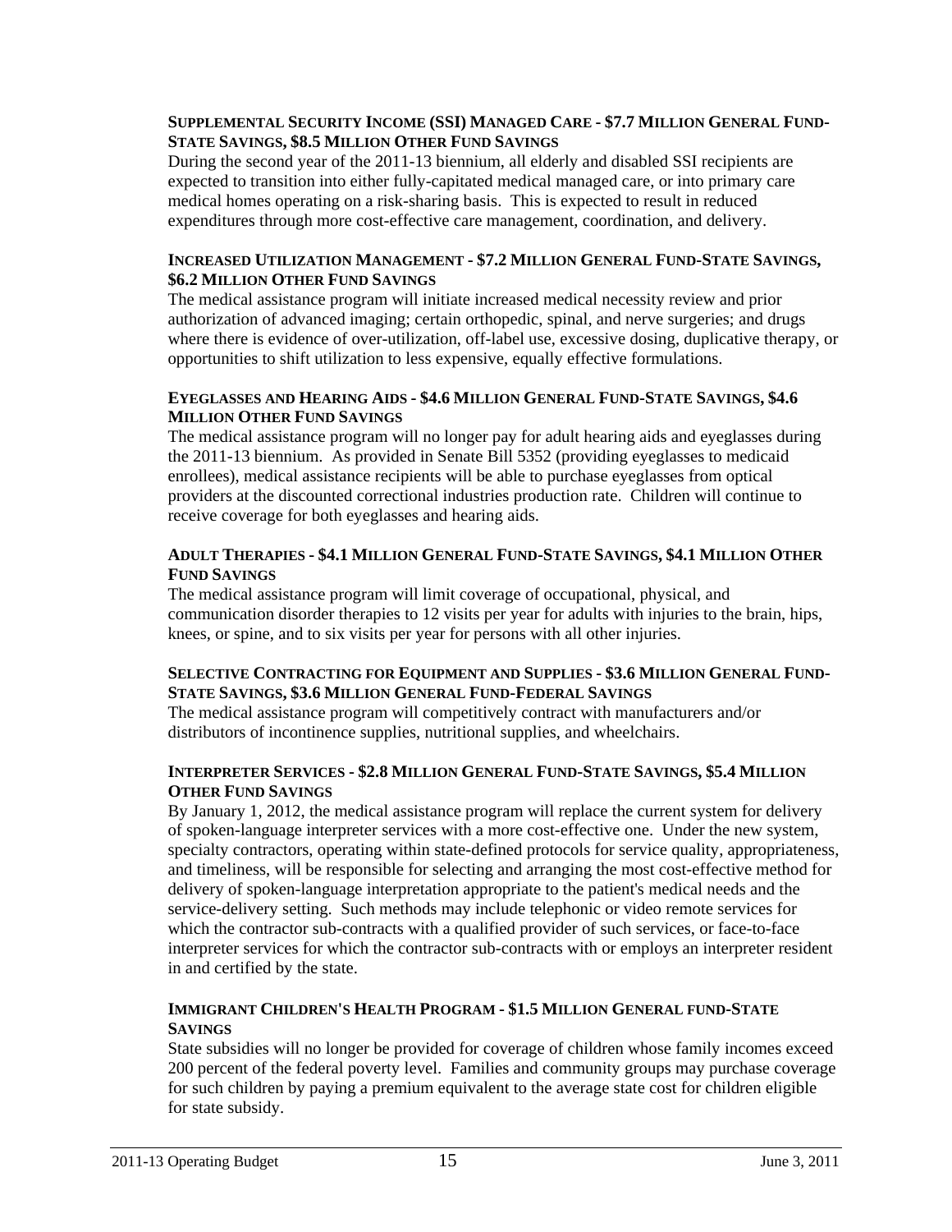**Supplemental Security Income (SSI) Managed Care - $7.7 Million General Fund-State Savings, $8.5 Million Other Fund Savings**

During the second year of the 2011-13 biennium, all elderly and disabled SSI recipients are expected to transition into either fully-capitated medical managed care, or into primary care medical homes operating on a risk-sharing basis. This is expected to result in reduced expenditures through more cost-effective care management, coordination, and delivery.

**Increased Utilization Management - $7.2 Million General Fund-State Savings, $6.2 Million Other Fund Savings**

The medical assistance program will initiate increased medical necessity review and prior authorization of advanced imaging; certain orthopedic, spinal, and nerve surgeries; and drugs where there is evidence of over-utilization, off-label use, excessive dosing, duplicative therapy, or opportunities to shift utilization to less expensive, equally effective formulations.

**Eyeglasses and Hearing Aids - $4.6 Million General Fund-State Savings, $4.6 Million Other Fund Savings**

The medical assistance program will no longer pay for adult hearing aids and eyeglasses during the 2011-13 biennium. As provided in Senate Bill 5352 (providing eyeglasses to medicaid enrollees), medical assistance recipients will be able to purchase eyeglasses from optical providers at the discounted correctional industries production rate. Children will continue to receive coverage for both eyeglasses and hearing aids.

**Adult Therapies - $4.1 Million General Fund-State Savings, $4.1 Million Other Fund Savings**

The medical assistance program will limit coverage of occupational, physical, and communication disorder therapies to 12 visits per year for adults with injuries to the brain, hips, knees, or spine, and to six visits per year for persons with all other injuries.

**Selective Contracting for Equipment and Supplies - $3.6 Million General Fund-State Savings, $3.6 Million General Fund-Federal Savings**

The medical assistance program will competitively contract with manufacturers and/or distributors of incontinence supplies, nutritional supplies, and wheelchairs.

**Interpreter Services - $2.8 Million General Fund-State Savings, $5.4 Million Other Fund Savings**

By January 1, 2012, the medical assistance program will replace the current system for delivery of spoken-language interpreter services with a more cost-effective one. Under the new system, specialty contractors, operating within state-defined protocols for service quality, appropriateness, and timeliness, will be responsible for selecting and arranging the most cost-effective method for delivery of spoken-language interpretation appropriate to the patient's medical needs and the service-delivery setting. Such methods may include telephonic or video remote services for which the contractor sub-contracts with a qualified provider of such services, or face-to-face interpreter services for which the contractor sub-contracts with or employs an interpreter resident in and certified by the state.

**Immigrant Children's Health Program - $1.5 Million General fund-State Savings**

State subsidies will no longer be provided for coverage of children whose family incomes exceed 200 percent of the federal poverty level. Families and community groups may purchase coverage for such children by paying a premium equivalent to the average state cost for children eligible for state subsidy.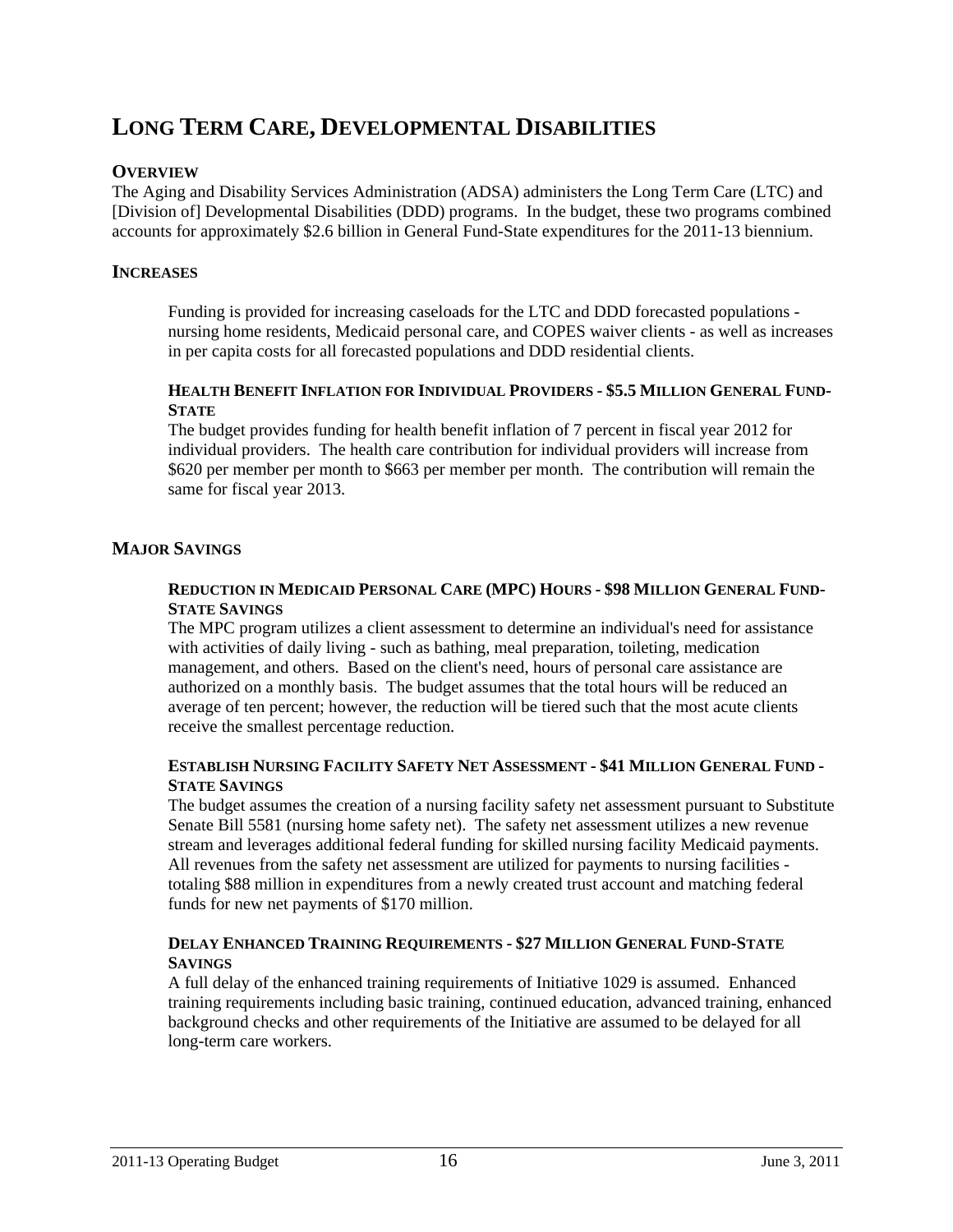# LONG TERM CARE, DEVELOPMENTAL DISABILITIES

## OVERVIEW

The Aging and Disability Services Administration (ADSA) administers the Long Term Care (LTC) and [Division of] Developmental Disabilities (DDD) programs. In the budget, these two programs combined accounts for approximately $2.6 billion in General Fund-State expenditures for the 2011-13 biennium.

## INCREASES

Funding is provided for increasing caseloads for the LTC and DDD forecasted populations - nursing home residents, Medicaid personal care, and COPES waiver clients - as well as increases in per capita costs for all forecasted populations and DDD residential clients.

### HEALTH BENEFIT INFLATION FOR INDIVIDUAL PROVIDERS - $5.5 MILLION GENERAL FUND-STATE

The budget provides funding for health benefit inflation of 7 percent in fiscal year 2012 for individual providers. The health care contribution for individual providers will increase from $620 per member per month to $663 per member per month. The contribution will remain the same for fiscal year 2013.

## MAJOR SAVINGS

### REDUCTION IN MEDICAID PERSONAL CARE (MPC) HOURS - $98 MILLION GENERAL FUND-STATE SAVINGS

The MPC program utilizes a client assessment to determine an individual's need for assistance with activities of daily living - such as bathing, meal preparation, toileting, medication management, and others. Based on the client's need, hours of personal care assistance are authorized on a monthly basis. The budget assumes that the total hours will be reduced an average of ten percent; however, the reduction will be tiered such that the most acute clients receive the smallest percentage reduction.

### ESTABLISH NURSING FACILITY SAFETY NET ASSESSMENT - $41 MILLION GENERAL FUND - STATE SAVINGS

The budget assumes the creation of a nursing facility safety net assessment pursuant to Substitute Senate Bill 5581 (nursing home safety net). The safety net assessment utilizes a new revenue stream and leverages additional federal funding for skilled nursing facility Medicaid payments. All revenues from the safety net assessment are utilized for payments to nursing facilities - totaling $88 million in expenditures from a newly created trust account and matching federal funds for new net payments of $170 million.

### DELAY ENHANCED TRAINING REQUIREMENTS - $27 MILLION GENERAL FUND-STATE SAVINGS

A full delay of the enhanced training requirements of Initiative 1029 is assumed. Enhanced training requirements including basic training, continued education, advanced training, enhanced background checks and other requirements of the Initiative are assumed to be delayed for all long-term care workers.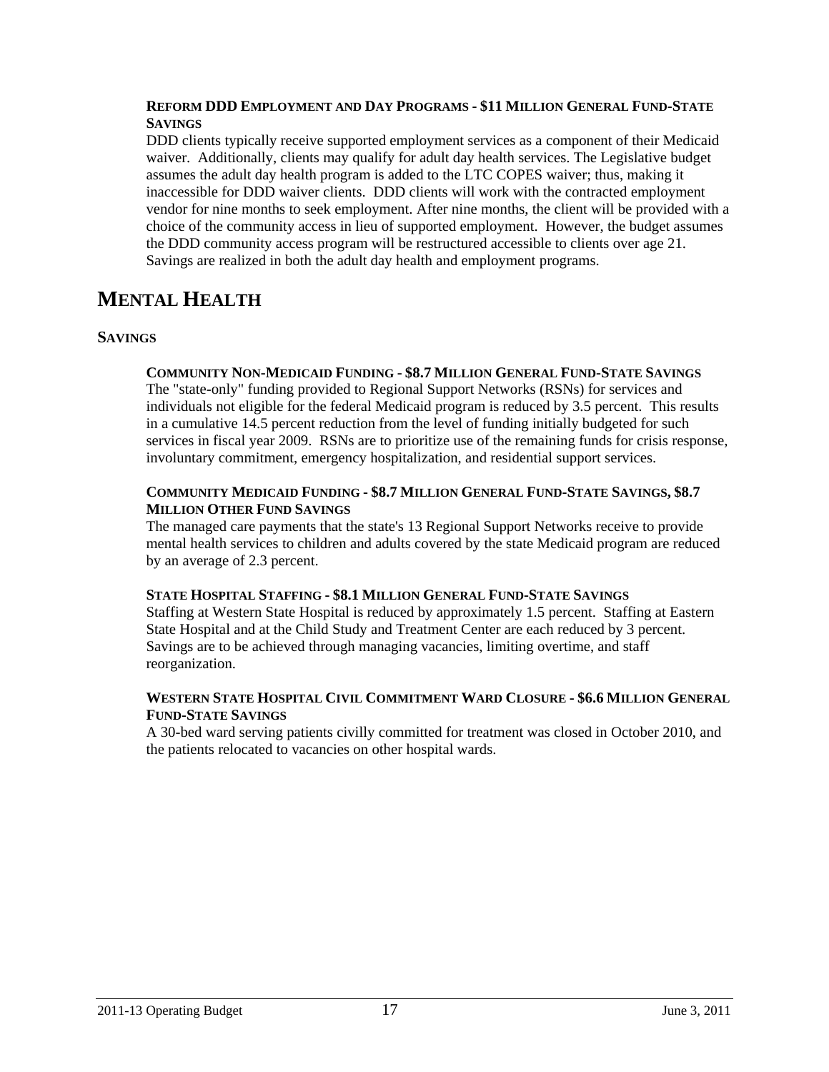**REFORM DDD EMPLOYMENT AND DAY PROGRAMS - $11 MILLION GENERAL FUND-STATE SAVINGS**

DDD clients typically receive supported employment services as a component of their Medicaid waiver. Additionally, clients may qualify for adult day health services. The Legislative budget assumes the adult day health program is added to the LTC COPES waiver; thus, making it inaccessible for DDD waiver clients. DDD clients will work with the contracted employment vendor for nine months to seek employment. After nine months, the client will be provided with a choice of the community access in lieu of supported employment. However, the budget assumes the DDD community access program will be restructured accessible to clients over age 21. Savings are realized in both the adult day health and employment programs.

# MENTAL HEALTH

## SAVINGS

**COMMUNITY NON-MEDICAID FUNDING - $8.7 MILLION GENERAL FUND-STATE SAVINGS**

The "state-only" funding provided to Regional Support Networks (RSNs) for services and individuals not eligible for the federal Medicaid program is reduced by 3.5 percent. This results in a cumulative 14.5 percent reduction from the level of funding initially budgeted for such services in fiscal year 2009. RSNs are to prioritize use of the remaining funds for crisis response, involuntary commitment, emergency hospitalization, and residential support services.

**COMMUNITY MEDICAID FUNDING - $8.7 MILLION GENERAL FUND-STATE SAVINGS, $8.7 MILLION OTHER FUND SAVINGS**

The managed care payments that the state's 13 Regional Support Networks receive to provide mental health services to children and adults covered by the state Medicaid program are reduced by an average of 2.3 percent.

**STATE HOSPITAL STAFFING - $8.1 MILLION GENERAL FUND-STATE SAVINGS**

Staffing at Western State Hospital is reduced by approximately 1.5 percent. Staffing at Eastern State Hospital and at the Child Study and Treatment Center are each reduced by 3 percent. Savings are to be achieved through managing vacancies, limiting overtime, and staff reorganization.

**WESTERN STATE HOSPITAL CIVIL COMMITMENT WARD CLOSURE - $6.6 MILLION GENERAL FUND-STATE SAVINGS**

A 30-bed ward serving patients civilly committed for treatment was closed in October 2010, and the patients relocated to vacancies on other hospital wards.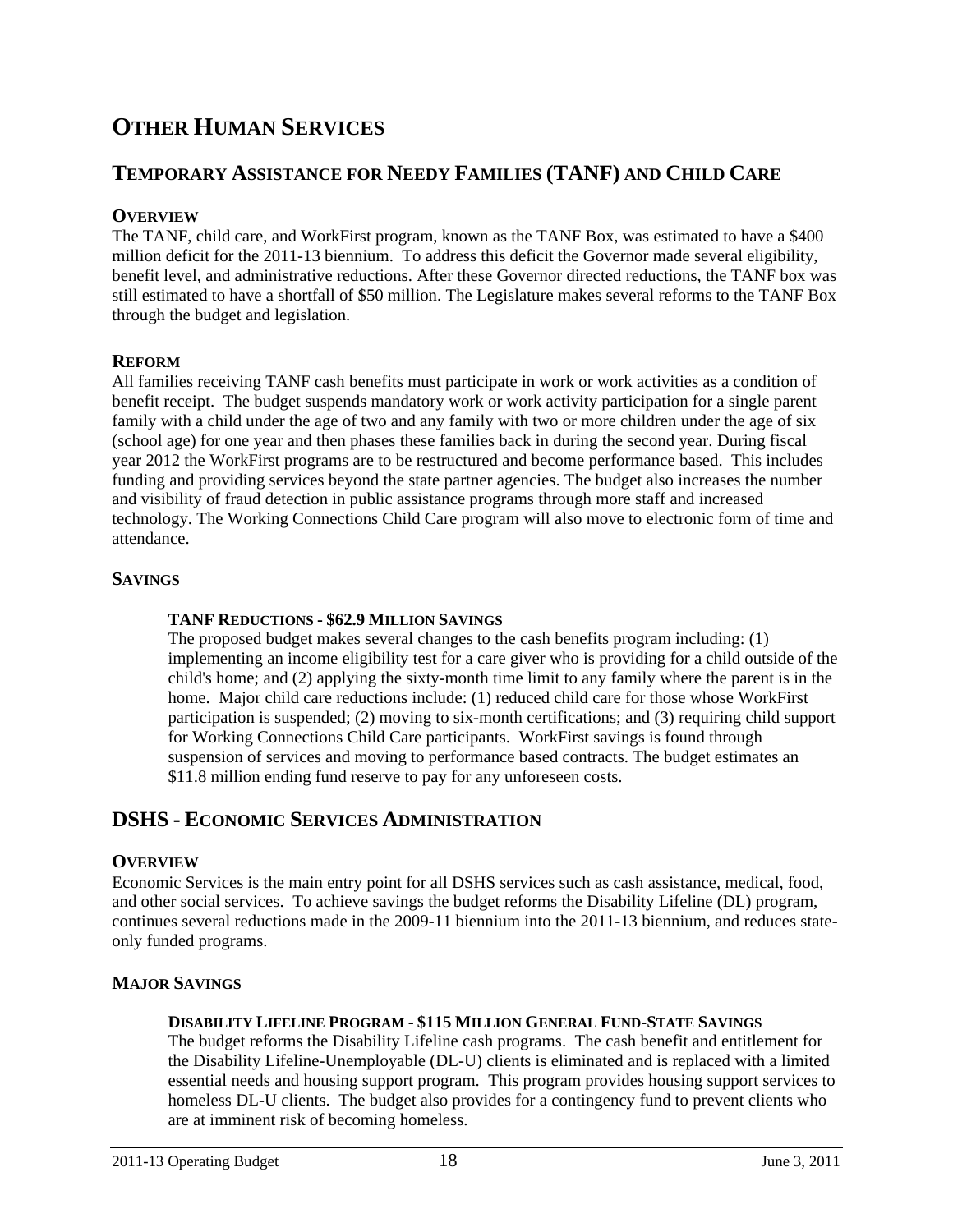# OTHER HUMAN SERVICES

## TEMPORARY ASSISTANCE FOR NEEDY FAMILIES (TANF) AND CHILD CARE

### OVERVIEW

The TANF, child care, and WorkFirst program, known as the TANF Box, was estimated to have a $400 million deficit for the 2011-13 biennium. To address this deficit the Governor made several eligibility, benefit level, and administrative reductions. After these Governor directed reductions, the TANF box was still estimated to have a shortfall of $50 million. The Legislature makes several reforms to the TANF Box through the budget and legislation.

### REFORM

All families receiving TANF cash benefits must participate in work or work activities as a condition of benefit receipt. The budget suspends mandatory work or work activity participation for a single parent family with a child under the age of two and any family with two or more children under the age of six (school age) for one year and then phases these families back in during the second year. During fiscal year 2012 the WorkFirst programs are to be restructured and become performance based. This includes funding and providing services beyond the state partner agencies. The budget also increases the number and visibility of fraud detection in public assistance programs through more staff and increased technology. The Working Connections Child Care program will also move to electronic form of time and attendance.

### SAVINGS

#### TANF REDUCTIONS - $62.9 MILLION SAVINGS

The proposed budget makes several changes to the cash benefits program including: (1) implementing an income eligibility test for a care giver who is providing for a child outside of the child's home; and (2) applying the sixty-month time limit to any family where the parent is in the home. Major child care reductions include: (1) reduced child care for those whose WorkFirst participation is suspended; (2) moving to six-month certifications; and (3) requiring child support for Working Connections Child Care participants. WorkFirst savings is found through suspension of services and moving to performance based contracts. The budget estimates an $11.8 million ending fund reserve to pay for any unforeseen costs.

## DSHS - ECONOMIC SERVICES ADMINISTRATION

### OVERVIEW

Economic Services is the main entry point for all DSHS services such as cash assistance, medical, food, and other social services. To achieve savings the budget reforms the Disability Lifeline (DL) program, continues several reductions made in the 2009-11 biennium into the 2011-13 biennium, and reduces state-only funded programs.

### MAJOR SAVINGS

#### DISABILITY LIFELINE PROGRAM - $115 MILLION GENERAL FUND-STATE SAVINGS

The budget reforms the Disability Lifeline cash programs. The cash benefit and entitlement for the Disability Lifeline-Unemployable (DL-U) clients is eliminated and is replaced with a limited essential needs and housing support program. This program provides housing support services to homeless DL-U clients. The budget also provides for a contingency fund to prevent clients who are at imminent risk of becoming homeless.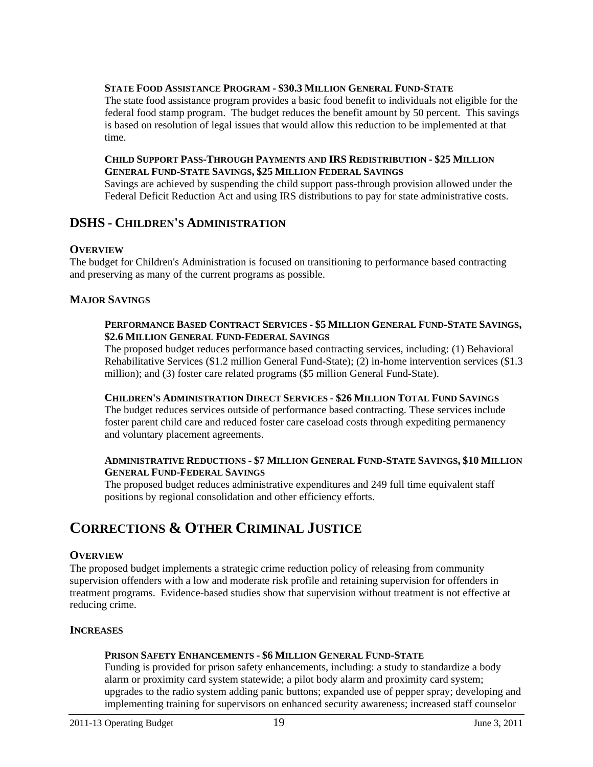**State Food Assistance Program - $30.3 Million General Fund-State**

The state food assistance program provides a basic food benefit to individuals not eligible for the federal food stamp program. The budget reduces the benefit amount by 50 percent. This savings is based on resolution of legal issues that would allow this reduction to be implemented at that time.

**Child Support Pass-Through Payments and IRS Redistribution - $25 Million General Fund-State Savings, $25 Million Federal Savings**

Savings are achieved by suspending the child support pass-through provision allowed under the Federal Deficit Reduction Act and using IRS distributions to pay for state administrative costs.

## DSHS - Children's Administration

### Overview

The budget for Children's Administration is focused on transitioning to performance based contracting and preserving as many of the current programs as possible.

### Major Savings

**Performance Based Contract Services - $5 Million General Fund-State Savings, $2.6 Million General Fund-Federal Savings**

The proposed budget reduces performance based contracting services, including: (1) Behavioral Rehabilitative Services ($1.2 million General Fund-State); (2) in-home intervention services ($1.3 million); and (3) foster care related programs ($5 million General Fund-State).

**Children's Administration Direct Services - $26 Million Total Fund Savings**

The budget reduces services outside of performance based contracting. These services include foster parent child care and reduced foster care caseload costs through expediting permanency and voluntary placement agreements.

**Administrative Reductions - $7 Million General Fund-State Savings, $10 Million General Fund-Federal Savings**

The proposed budget reduces administrative expenditures and 249 full time equivalent staff positions by regional consolidation and other efficiency efforts.

# Corrections & Other Criminal Justice

### Overview

The proposed budget implements a strategic crime reduction policy of releasing from community supervision offenders with a low and moderate risk profile and retaining supervision for offenders in treatment programs. Evidence-based studies show that supervision without treatment is not effective at reducing crime.

### Increases

**Prison Safety Enhancements - $6 Million General Fund-State**

Funding is provided for prison safety enhancements, including: a study to standardize a body alarm or proximity card system statewide; a pilot body alarm and proximity card system; upgrades to the radio system adding panic buttons; expanded use of pepper spray; developing and implementing training for supervisors on enhanced security awareness; increased staff counselor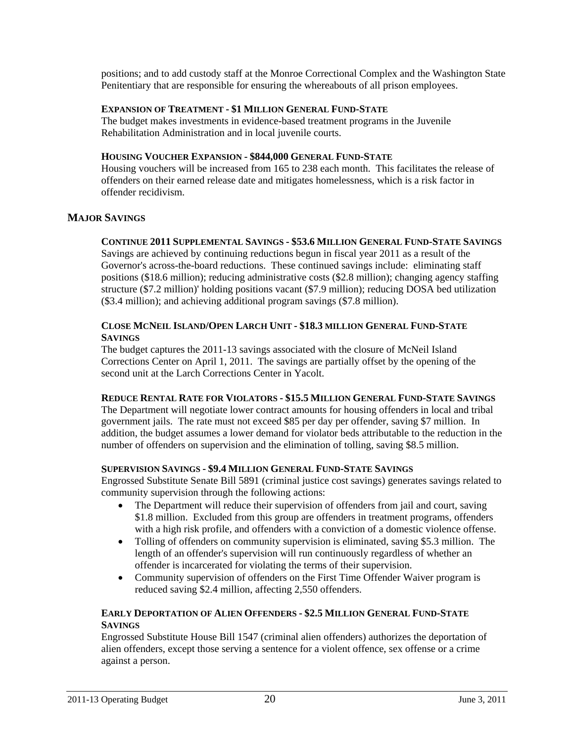positions; and to add custody staff at the Monroe Correctional Complex and the Washington State Penitentiary that are responsible for ensuring the whereabouts of all prison employees.

**EXPANSION OF TREATMENT - $1 MILLION GENERAL FUND-STATE**

The budget makes investments in evidence-based treatment programs in the Juvenile Rehabilitation Administration and in local juvenile courts.

**HOUSING VOUCHER EXPANSION - $844,000 GENERAL FUND-STATE**

Housing vouchers will be increased from 165 to 238 each month. This facilitates the release of offenders on their earned release date and mitigates homelessness, which is a risk factor in offender recidivism.

## MAJOR SAVINGS

**CONTINUE 2011 SUPPLEMENTAL SAVINGS - $53.6 MILLION GENERAL FUND-STATE SAVINGS**

Savings are achieved by continuing reductions begun in fiscal year 2011 as a result of the Governor's across-the-board reductions. These continued savings include: eliminating staff positions ($18.6 million); reducing administrative costs ($2.8 million); changing agency staffing structure ($7.2 million)' holding positions vacant ($7.9 million); reducing DOSA bed utilization ($3.4 million); and achieving additional program savings ($7.8 million).

**CLOSE MCNEIL ISLAND/OPEN LARCH UNIT - $18.3 MILLION GENERAL FUND-STATE SAVINGS**

The budget captures the 2011-13 savings associated with the closure of McNeil Island Corrections Center on April 1, 2011. The savings are partially offset by the opening of the second unit at the Larch Corrections Center in Yacolt.

**REDUCE RENTAL RATE FOR VIOLATORS - $15.5 MILLION GENERAL FUND-STATE SAVINGS**

The Department will negotiate lower contract amounts for housing offenders in local and tribal government jails. The rate must not exceed $85 per day per offender, saving $7 million. In addition, the budget assumes a lower demand for violator beds attributable to the reduction in the number of offenders on supervision and the elimination of tolling, saving $8.5 million.

**SUPERVISION SAVINGS - $9.4 MILLION GENERAL FUND-STATE SAVINGS**

Engrossed Substitute Senate Bill 5891 (criminal justice cost savings) generates savings related to community supervision through the following actions:

- The Department will reduce their supervision of offenders from jail and court, saving $1.8 million. Excluded from this group are offenders in treatment programs, offenders with a high risk profile, and offenders with a conviction of a domestic violence offense.
- Tolling of offenders on community supervision is eliminated, saving $5.3 million. The length of an offender's supervision will run continuously regardless of whether an offender is incarcerated for violating the terms of their supervision.
- Community supervision of offenders on the First Time Offender Waiver program is reduced saving $2.4 million, affecting 2,550 offenders.

**EARLY DEPORTATION OF ALIEN OFFENDERS - $2.5 MILLION GENERAL FUND-STATE SAVINGS**

Engrossed Substitute House Bill 1547 (criminal alien offenders) authorizes the deportation of alien offenders, except those serving a sentence for a violent offence, sex offense or a crime against a person.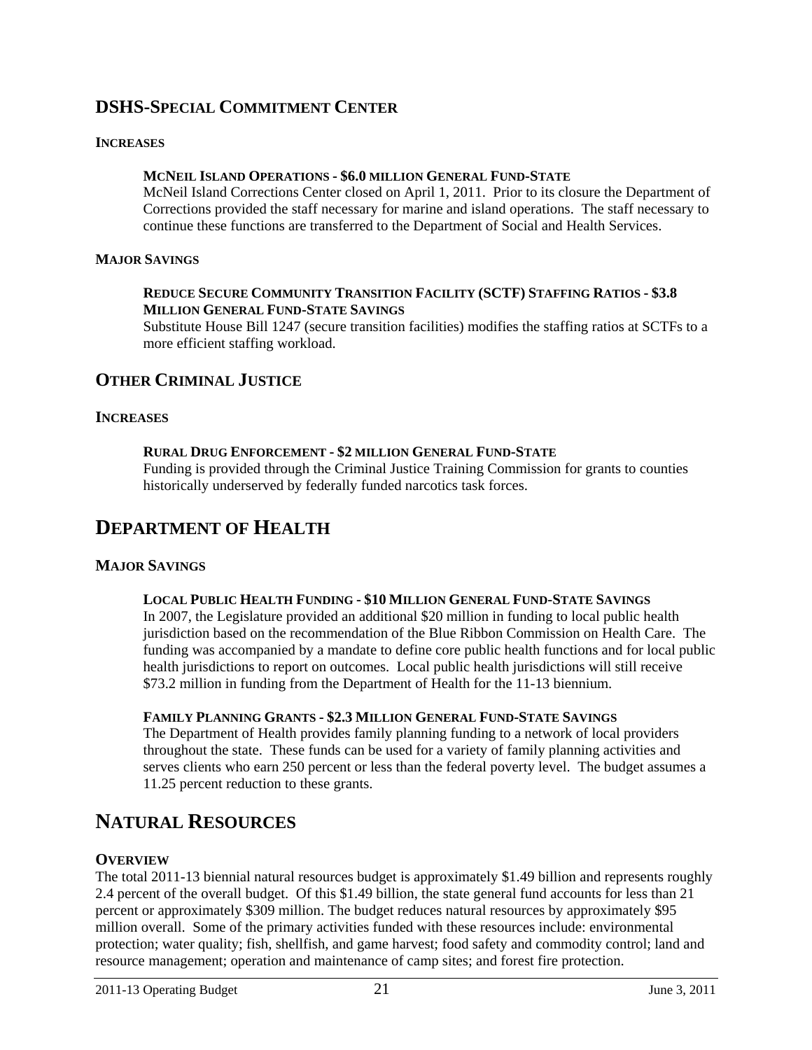## DSHS-SPECIAL COMMITMENT CENTER

#### INCREASES

**MCNEIL ISLAND OPERATIONS - $6.0 MILLION GENERAL FUND-STATE**

McNeil Island Corrections Center closed on April 1, 2011. Prior to its closure the Department of Corrections provided the staff necessary for marine and island operations. The staff necessary to continue these functions are transferred to the Department of Social and Health Services.

#### MAJOR SAVINGS

**REDUCE SECURE COMMUNITY TRANSITION FACILITY (SCTF) STAFFING RATIOS - $3.8 MILLION GENERAL FUND-STATE SAVINGS**

Substitute House Bill 1247 (secure transition facilities) modifies the staffing ratios at SCTFs to a more efficient staffing workload.

## OTHER CRIMINAL JUSTICE

#### INCREASES

**RURAL DRUG ENFORCEMENT - $2 MILLION GENERAL FUND-STATE**

Funding is provided through the Criminal Justice Training Commission for grants to counties historically underserved by federally funded narcotics task forces.

# DEPARTMENT OF HEALTH

#### MAJOR SAVINGS

**LOCAL PUBLIC HEALTH FUNDING - $10 MILLION GENERAL FUND-STATE SAVINGS**

In 2007, the Legislature provided an additional $20 million in funding to local public health jurisdiction based on the recommendation of the Blue Ribbon Commission on Health Care. The funding was accompanied by a mandate to define core public health functions and for local public health jurisdictions to report on outcomes. Local public health jurisdictions will still receive $73.2 million in funding from the Department of Health for the 11-13 biennium.

**FAMILY PLANNING GRANTS - $2.3 MILLION GENERAL FUND-STATE SAVINGS**

The Department of Health provides family planning funding to a network of local providers throughout the state. These funds can be used for a variety of family planning activities and serves clients who earn 250 percent or less than the federal poverty level. The budget assumes a 11.25 percent reduction to these grants.

# NATURAL RESOURCES

#### OVERVIEW

The total 2011-13 biennial natural resources budget is approximately $1.49 billion and represents roughly 2.4 percent of the overall budget. Of this $1.49 billion, the state general fund accounts for less than 21 percent or approximately $309 million. The budget reduces natural resources by approximately $95 million overall. Some of the primary activities funded with these resources include: environmental protection; water quality; fish, shellfish, and game harvest; food safety and commodity control; land and resource management; operation and maintenance of camp sites; and forest fire protection.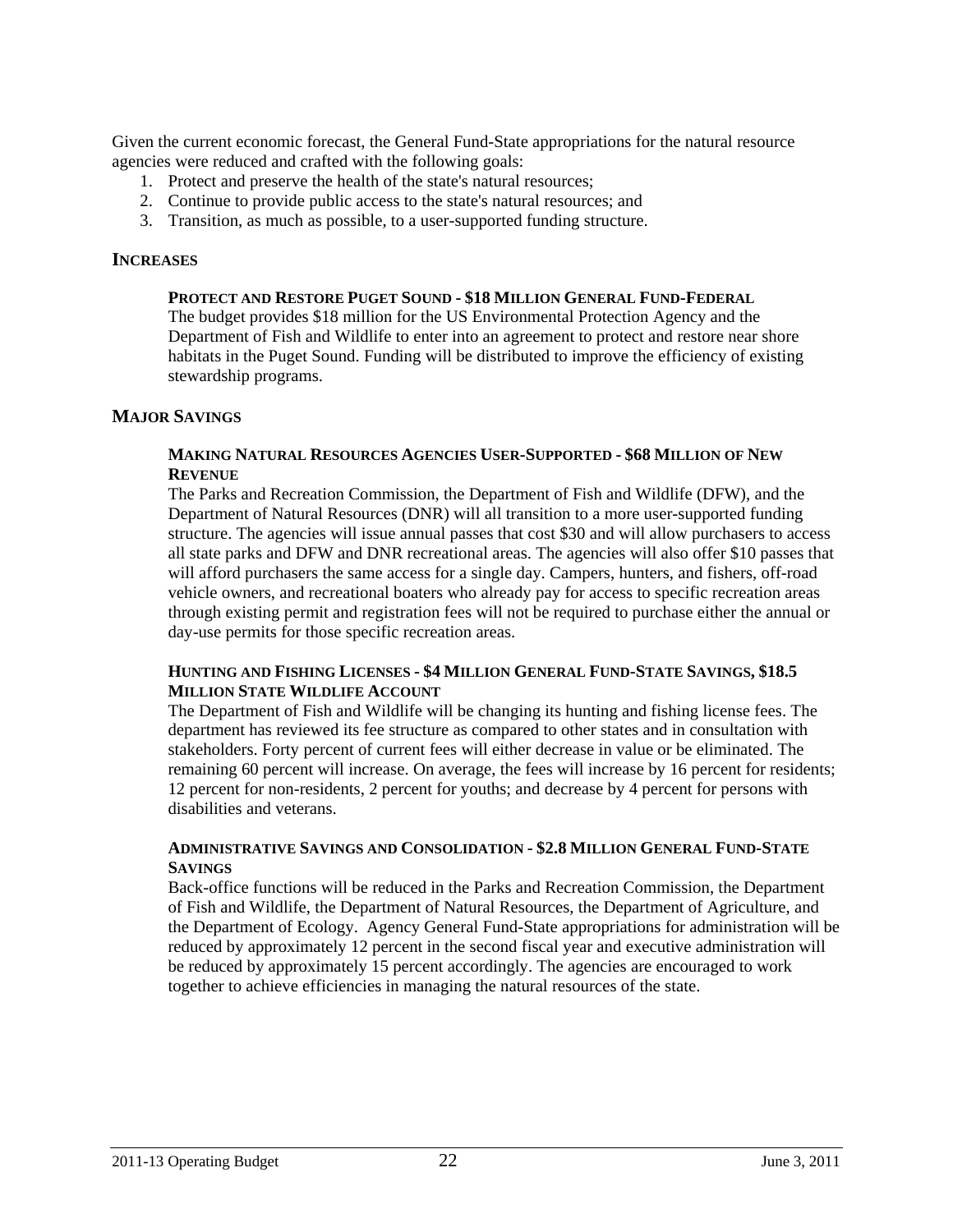Given the current economic forecast, the General Fund-State appropriations for the natural resource agencies were reduced and crafted with the following goals:

1. Protect and preserve the health of the state's natural resources;
2. Continue to provide public access to the state's natural resources; and
3. Transition, as much as possible, to a user-supported funding structure.

## INCREASES

### PROTECT AND RESTORE PUGET SOUND - $18 MILLION GENERAL FUND-FEDERAL

The budget provides $18 million for the US Environmental Protection Agency and the Department of Fish and Wildlife to enter into an agreement to protect and restore near shore habitats in the Puget Sound. Funding will be distributed to improve the efficiency of existing stewardship programs.

## MAJOR SAVINGS

### MAKING NATURAL RESOURCES AGENCIES USER-SUPPORTED - $68 MILLION OF NEW REVENUE

The Parks and Recreation Commission, the Department of Fish and Wildlife (DFW), and the Department of Natural Resources (DNR) will all transition to a more user-supported funding structure. The agencies will issue annual passes that cost $30 and will allow purchasers to access all state parks and DFW and DNR recreational areas. The agencies will also offer $10 passes that will afford purchasers the same access for a single day. Campers, hunters, and fishers, off-road vehicle owners, and recreational boaters who already pay for access to specific recreation areas through existing permit and registration fees will not be required to purchase either the annual or day-use permits for those specific recreation areas.

### HUNTING AND FISHING LICENSES - $4 MILLION GENERAL FUND-STATE SAVINGS, $18.5 MILLION STATE WILDLIFE ACCOUNT

The Department of Fish and Wildlife will be changing its hunting and fishing license fees. The department has reviewed its fee structure as compared to other states and in consultation with stakeholders. Forty percent of current fees will either decrease in value or be eliminated. The remaining 60 percent will increase. On average, the fees will increase by 16 percent for residents; 12 percent for non-residents, 2 percent for youths; and decrease by 4 percent for persons with disabilities and veterans.

### ADMINISTRATIVE SAVINGS AND CONSOLIDATION - $2.8 MILLION GENERAL FUND-STATE SAVINGS

Back-office functions will be reduced in the Parks and Recreation Commission, the Department of Fish and Wildlife, the Department of Natural Resources, the Department of Agriculture, and the Department of Ecology. Agency General Fund-State appropriations for administration will be reduced by approximately 12 percent in the second fiscal year and executive administration will be reduced by approximately 15 percent accordingly. The agencies are encouraged to work together to achieve efficiencies in managing the natural resources of the state.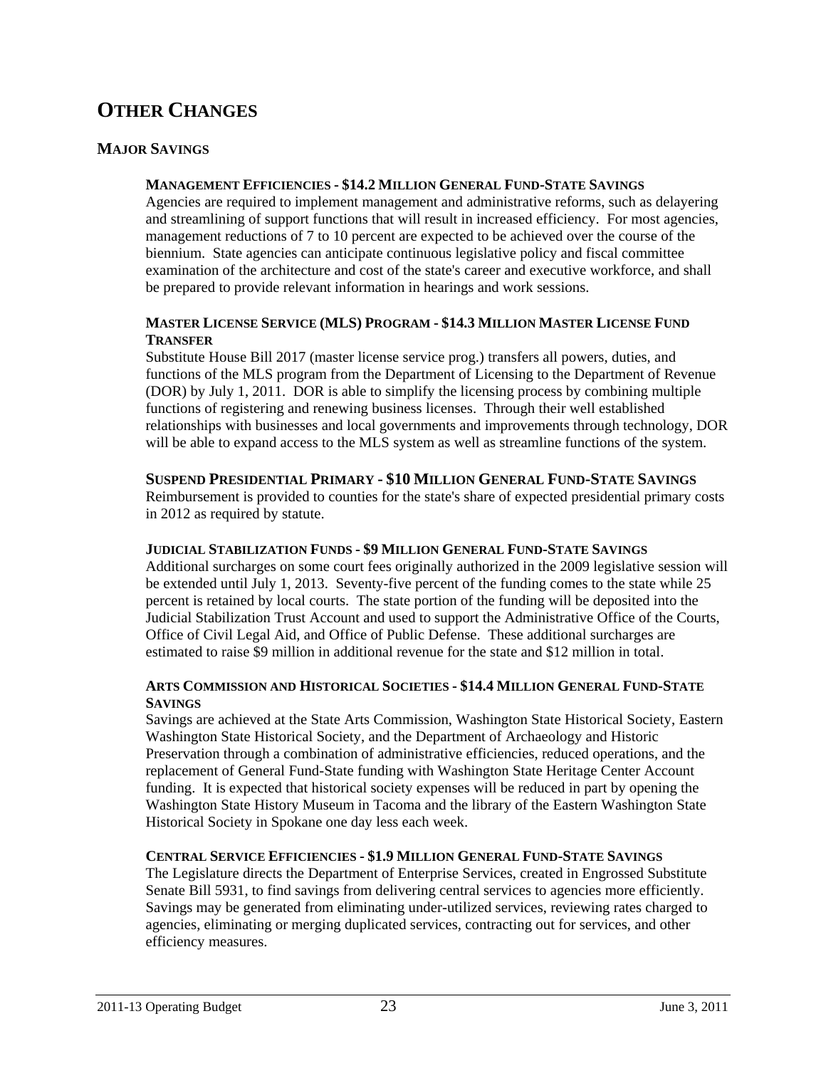# OTHER CHANGES

## MAJOR SAVINGS

### MANAGEMENT EFFICIENCIES - $14.2 MILLION GENERAL FUND-STATE SAVINGS

Agencies are required to implement management and administrative reforms, such as delayering and streamlining of support functions that will result in increased efficiency. For most agencies, management reductions of 7 to 10 percent are expected to be achieved over the course of the biennium. State agencies can anticipate continuous legislative policy and fiscal committee examination of the architecture and cost of the state's career and executive workforce, and shall be prepared to provide relevant information in hearings and work sessions.

### MASTER LICENSE SERVICE (MLS) PROGRAM - $14.3 MILLION MASTER LICENSE FUND TRANSFER

Substitute House Bill 2017 (master license service prog.) transfers all powers, duties, and functions of the MLS program from the Department of Licensing to the Department of Revenue (DOR) by July 1, 2011. DOR is able to simplify the licensing process by combining multiple functions of registering and renewing business licenses. Through their well established relationships with businesses and local governments and improvements through technology, DOR will be able to expand access to the MLS system as well as streamline functions of the system.

### SUSPEND PRESIDENTIAL PRIMARY - $10 MILLION GENERAL FUND-STATE SAVINGS

Reimbursement is provided to counties for the state's share of expected presidential primary costs in 2012 as required by statute.

### JUDICIAL STABILIZATION FUNDS - $9 MILLION GENERAL FUND-STATE SAVINGS

Additional surcharges on some court fees originally authorized in the 2009 legislative session will be extended until July 1, 2013. Seventy-five percent of the funding comes to the state while 25 percent is retained by local courts. The state portion of the funding will be deposited into the Judicial Stabilization Trust Account and used to support the Administrative Office of the Courts, Office of Civil Legal Aid, and Office of Public Defense. These additional surcharges are estimated to raise $9 million in additional revenue for the state and $12 million in total.

### ARTS COMMISSION AND HISTORICAL SOCIETIES - $14.4 MILLION GENERAL FUND-STATE SAVINGS

Savings are achieved at the State Arts Commission, Washington State Historical Society, Eastern Washington State Historical Society, and the Department of Archaeology and Historic Preservation through a combination of administrative efficiencies, reduced operations, and the replacement of General Fund-State funding with Washington State Heritage Center Account funding. It is expected that historical society expenses will be reduced in part by opening the Washington State History Museum in Tacoma and the library of the Eastern Washington State Historical Society in Spokane one day less each week.

### CENTRAL SERVICE EFFICIENCIES - $1.9 MILLION GENERAL FUND-STATE SAVINGS

The Legislature directs the Department of Enterprise Services, created in Engrossed Substitute Senate Bill 5931, to find savings from delivering central services to agencies more efficiently. Savings may be generated from eliminating under-utilized services, reviewing rates charged to agencies, eliminating or merging duplicated services, contracting out for services, and other efficiency measures.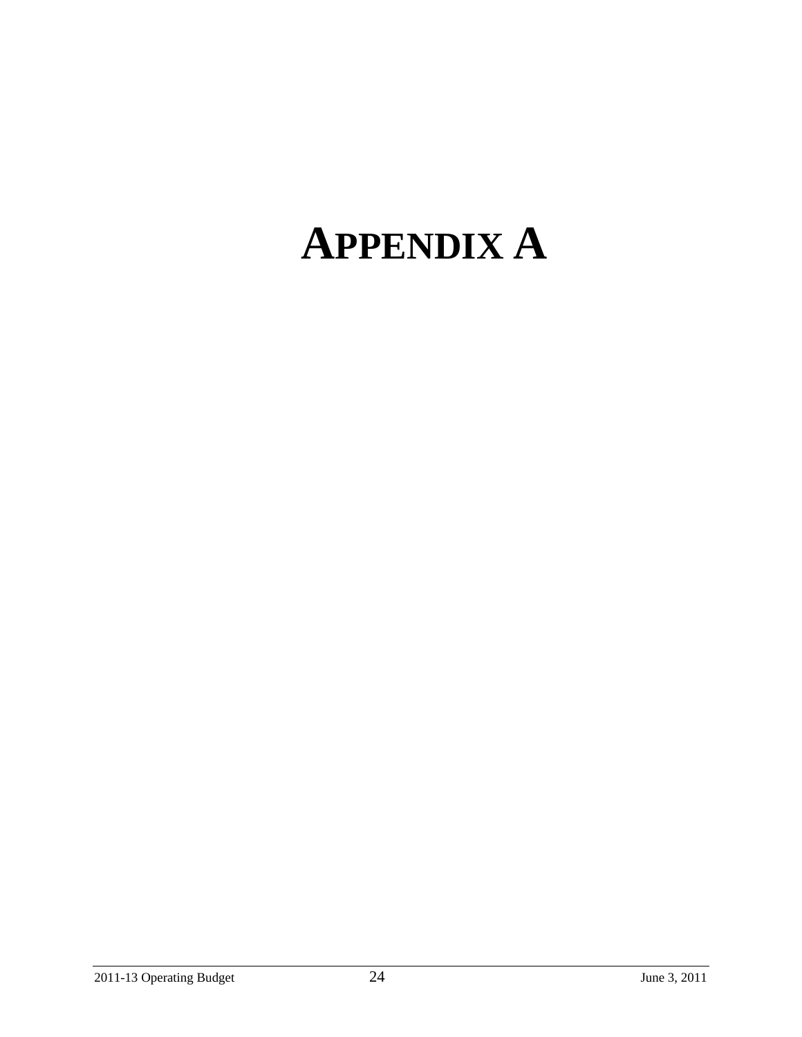# APPENDIX A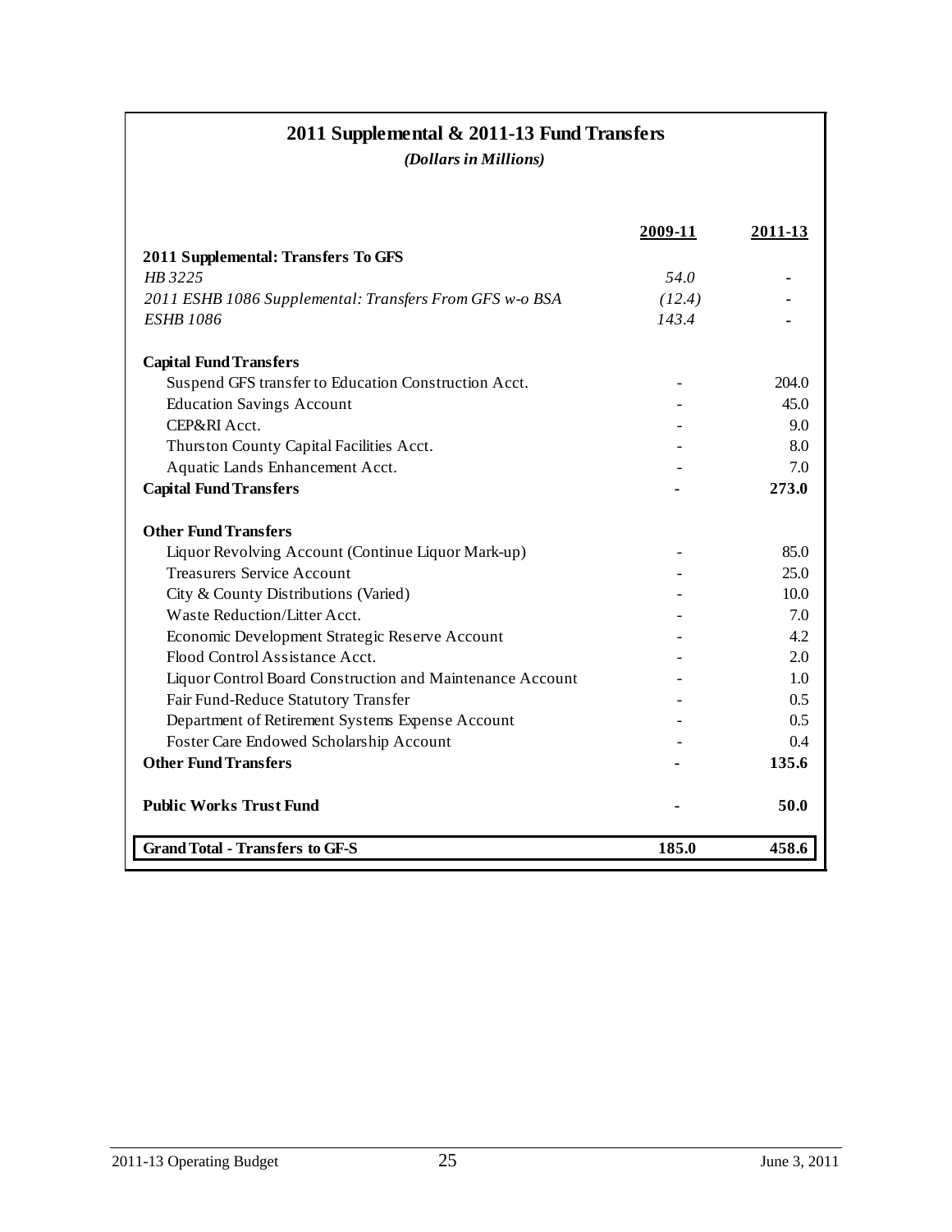## 2011 Supplemental & 2011-13 Fund Transfers

*(Dollars in Millions)*

| | 2009-11 | 2011-13 |
|---|---|---|
| **2011 Supplemental: Transfers To GFS** | | |
| *HB 3225* | *54.0* | - |
| *2011 ESHB 1086 Supplemental: Transfers From GFS w-o BSA* | *(12.4)* | - |
| *ESHB 1086* | *143.4* | - |
| | | |
| **Capital Fund Transfers** | | |
| Suspend GFS transfer to Education Construction Acct. | - | 204.0 |
| Education Savings Account | - | 45.0 |
| CEP&RI Acct. | - | 9.0 |
| Thurston County Capital Facilities Acct. | - | 8.0 |
| Aquatic Lands Enhancement Acct. | - | 7.0 |
| **Capital Fund Transfers** | **-** | **273.0** |
| | | |
| **Other Fund Transfers** | | |
| Liquor Revolving Account (Continue Liquor Mark-up) | - | 85.0 |
| Treasurers Service Account | - | 25.0 |
| City & County Distributions (Varied) | - | 10.0 |
| Waste Reduction/Litter Acct. | - | 7.0 |
| Economic Development Strategic Reserve Account | - | 4.2 |
| Flood Control Assistance Acct. | - | 2.0 |
| Liquor Control Board Construction and Maintenance Account | - | 1.0 |
| Fair Fund-Reduce Statutory Transfer | - | 0.5 |
| Department of Retirement Systems Expense Account | - | 0.5 |
| Foster Care Endowed Scholarship Account | - | 0.4 |
| **Other Fund Transfers** | **-** | **135.6** |
| | | |
| **Public Works Trust Fund** | **-** | **50.0** |
| | | |
| **Grand Total - Transfers to GF-S** | **185.0** | **458.6** |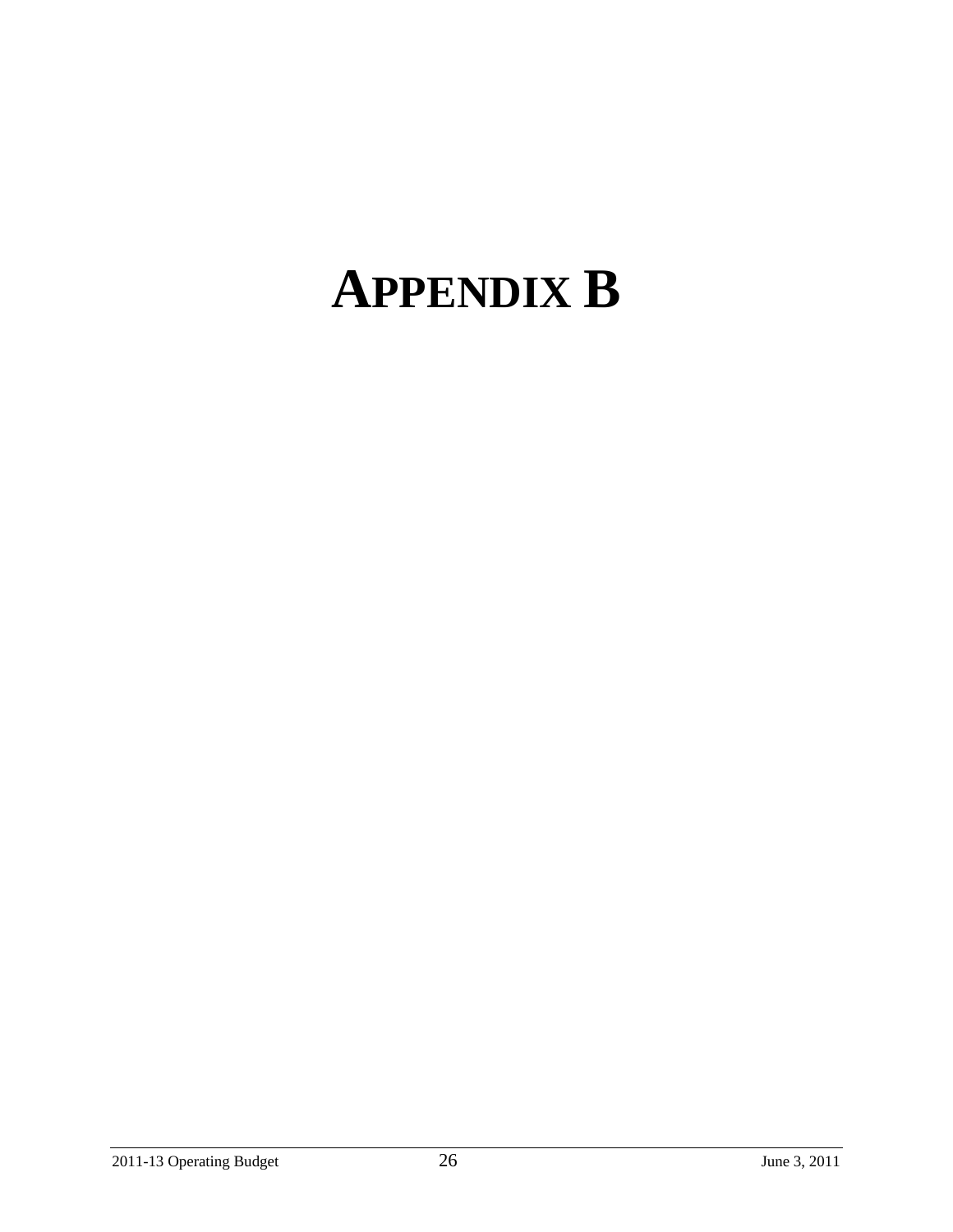# APPENDIX B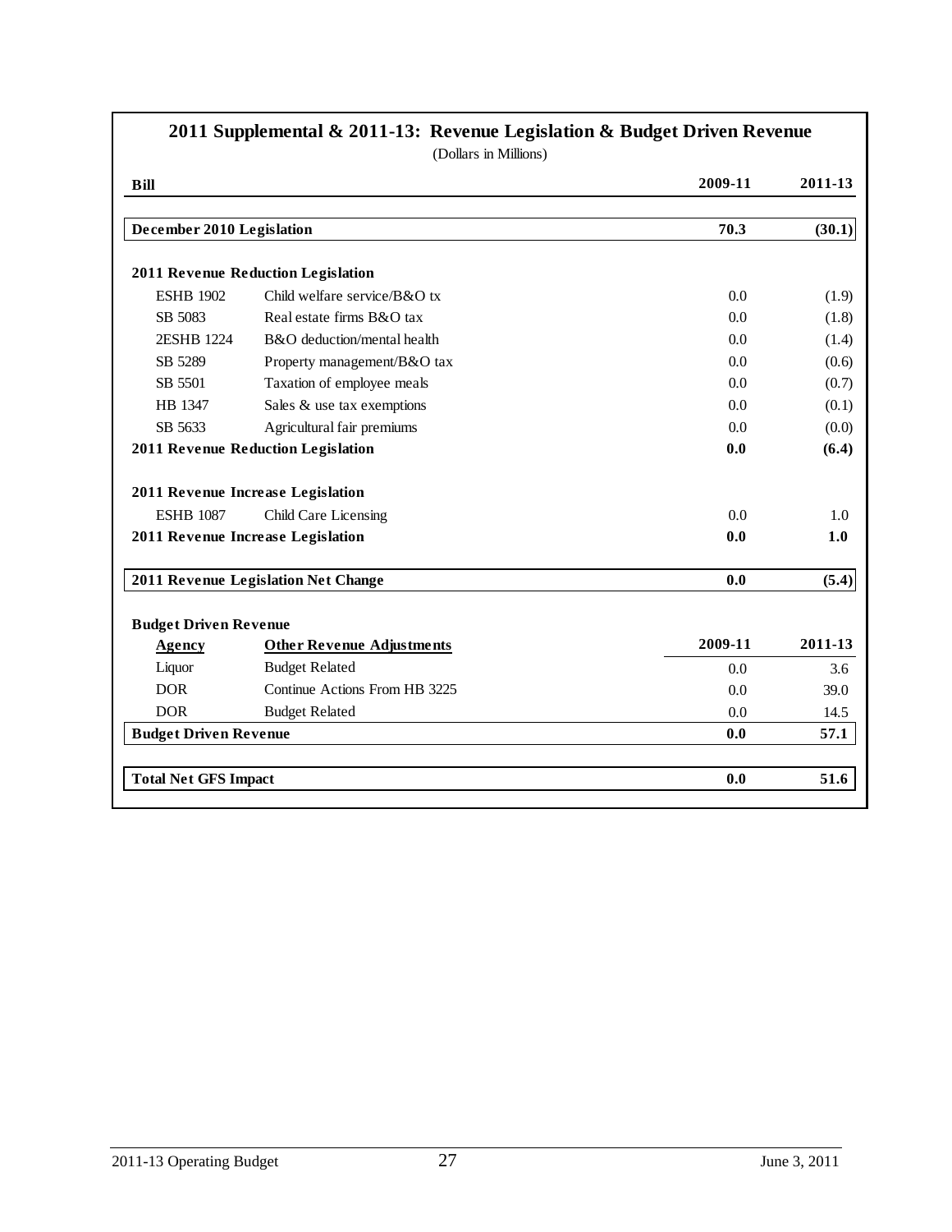## 2011 Supplemental & 2011-13: Revenue Legislation & Budget Driven Revenue

(Dollars in Millions)

| Bill | | 2009-11 | 2011-13 |
|---|---|---|---|
| **December 2010 Legislation** | | **70.3** | **(30.1)** |
| **2011 Revenue Reduction Legislation** | | | |
| ESHB 1902 | Child welfare service/B&O tx | 0.0 | (1.9) |
| SB 5083 | Real estate firms B&O tax | 0.0 | (1.8) |
| 2ESHB 1224 | B&O deduction/mental health | 0.0 | (1.4) |
| SB 5289 | Property management/B&O tax | 0.0 | (0.6) |
| SB 5501 | Taxation of employee meals | 0.0 | (0.7) |
| HB 1347 | Sales & use tax exemptions | 0.0 | (0.1) |
| SB 5633 | Agricultural fair premiums | 0.0 | (0.0) |
| **2011 Revenue Reduction Legislation** | | **0.0** | **(6.4)** |
| **2011 Revenue Increase Legislation** | | | |
| ESHB 1087 | Child Care Licensing | 0.0 | 1.0 |
| **2011 Revenue Increase Legislation** | | **0.0** | **1.0** |
| **2011 Revenue Legislation Net Change** | | **0.0** | **(5.4)** |
| **Budget Driven Revenue** | | | |
| **Agency** | **Other Revenue Adjustments** | **2009-11** | **2011-13** |
| Liquor | Budget Related | 0.0 | 3.6 |
| DOR | Continue Actions From HB 3225 | 0.0 | 39.0 |
| DOR | Budget Related | 0.0 | 14.5 |
| **Budget Driven Revenue** | | **0.0** | **57.1** |
| **Total Net GFS Impact** | | **0.0** | **51.6** |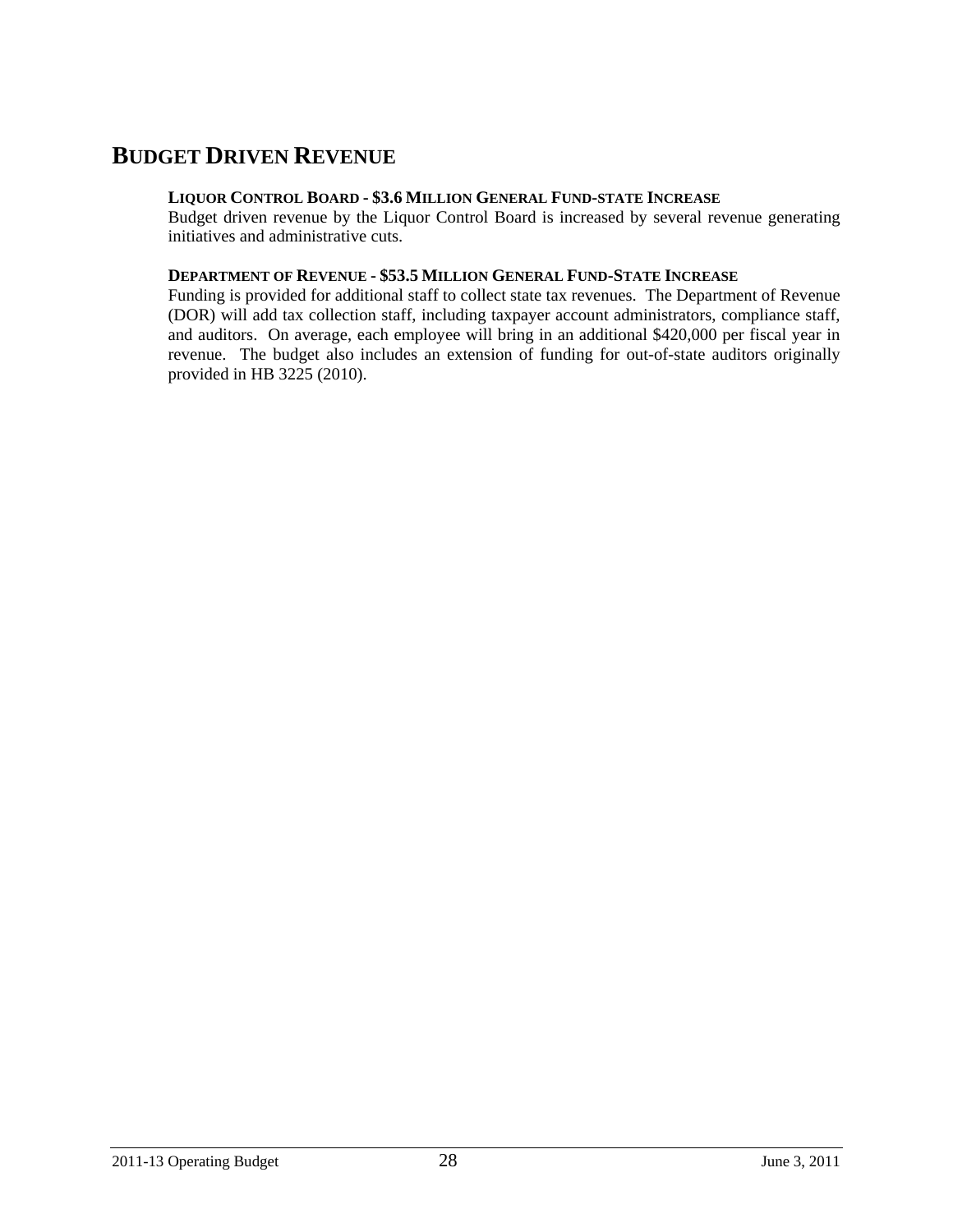## BUDGET DRIVEN REVENUE

**LIQUOR CONTROL BOARD - $3.6 MILLION GENERAL FUND-STATE INCREASE**

Budget driven revenue by the Liquor Control Board is increased by several revenue generating initiatives and administrative cuts.

**DEPARTMENT OF REVENUE - $53.5 MILLION GENERAL FUND-STATE INCREASE**

Funding is provided for additional staff to collect state tax revenues. The Department of Revenue (DOR) will add tax collection staff, including taxpayer account administrators, compliance staff, and auditors. On average, each employee will bring in an additional $420,000 per fiscal year in revenue. The budget also includes an extension of funding for out-of-state auditors originally provided in HB 3225 (2010).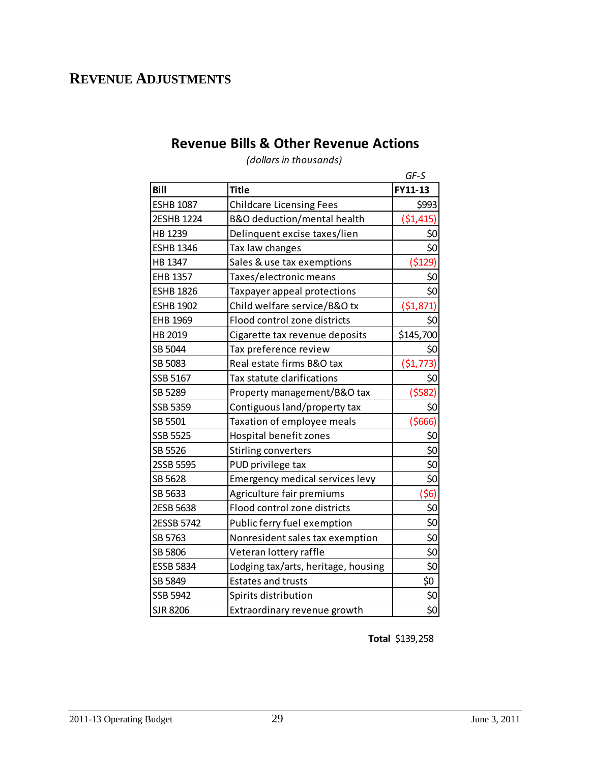# REVENUE ADJUSTMENTS

## Revenue Bills & Other Revenue Actions

*(dollars in thousands)*

| Bill | Title | GF-S FY11-13 |
|---|---|---|
| ESHB 1087 | Childcare Licensing Fees | $993 |
| 2ESHB 1224 | B&O deduction/mental health | ($1,415) |
| HB 1239 | Delinquent excise taxes/lien | $0 |
| ESHB 1346 | Tax law changes | $0 |
| HB 1347 | Sales & use tax exemptions | ($129) |
| EHB 1357 | Taxes/electronic means | $0 |
| ESHB 1826 | Taxpayer appeal protections | $0 |
| ESHB 1902 | Child welfare service/B&O tx | ($1,871) |
| EHB 1969 | Flood control zone districts | $0 |
| HB 2019 | Cigarette tax revenue deposits | $145,700 |
| SB 5044 | Tax preference review | $0 |
| SB 5083 | Real estate firms B&O tax | ($1,773) |
| SSB 5167 | Tax statute clarifications | $0 |
| SB 5289 | Property management/B&O tax | ($582) |
| SSB 5359 | Contiguous land/property tax | $0 |
| SB 5501 | Taxation of employee meals | ($666) |
| SSB 5525 | Hospital benefit zones | $0 |
| SB 5526 | Stirling converters | $0 |
| 2SSB 5595 | PUD privilege tax | $0 |
| SB 5628 | Emergency medical services levy | $0 |
| SB 5633 | Agriculture fair premiums | ($6) |
| 2ESB 5638 | Flood control zone districts | $0 |
| 2ESSB 5742 | Public ferry fuel exemption | $0 |
| SB 5763 | Nonresident sales tax exemption | $0 |
| SB 5806 | Veteran lottery raffle | $0 |
| ESSB 5834 | Lodging tax/arts, heritage, housing | $0 |
| SB 5849 | Estates and trusts | $0 |
| SSB 5942 | Spirits distribution | $0 |
| SJR 8206 | Extraordinary revenue growth | $0 |
| | **Total** | $139,258 |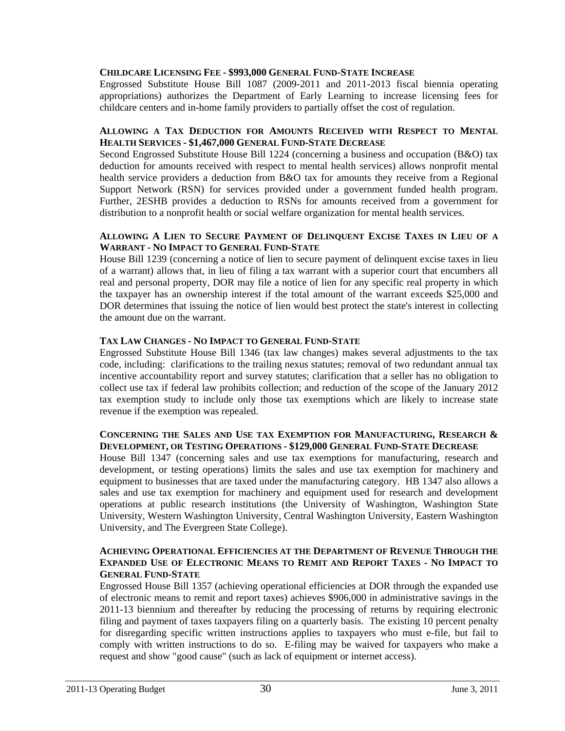**CHILDCARE LICENSING FEE - $993,000 GENERAL FUND-STATE INCREASE**

Engrossed Substitute House Bill 1087 (2009-2011 and 2011-2013 fiscal biennia operating appropriations) authorizes the Department of Early Learning to increase licensing fees for childcare centers and in-home family providers to partially offset the cost of regulation.

**ALLOWING A TAX DEDUCTION FOR AMOUNTS RECEIVED WITH RESPECT TO MENTAL HEALTH SERVICES - $1,467,000 GENERAL FUND-STATE DECREASE**

Second Engrossed Substitute House Bill 1224 (concerning a business and occupation (B&O) tax deduction for amounts received with respect to mental health services) allows nonprofit mental health service providers a deduction from B&O tax for amounts they receive from a Regional Support Network (RSN) for services provided under a government funded health program. Further, 2ESHB provides a deduction to RSNs for amounts received from a government for distribution to a nonprofit health or social welfare organization for mental health services.

**ALLOWING A LIEN TO SECURE PAYMENT OF DELINQUENT EXCISE TAXES IN LIEU OF A WARRANT - NO IMPACT TO GENERAL FUND-STATE**

House Bill 1239 (concerning a notice of lien to secure payment of delinquent excise taxes in lieu of a warrant) allows that, in lieu of filing a tax warrant with a superior court that encumbers all real and personal property, DOR may file a notice of lien for any specific real property in which the taxpayer has an ownership interest if the total amount of the warrant exceeds $25,000 and DOR determines that issuing the notice of lien would best protect the state's interest in collecting the amount due on the warrant.

**TAX LAW CHANGES - NO IMPACT TO GENERAL FUND-STATE**

Engrossed Substitute House Bill 1346 (tax law changes) makes several adjustments to the tax code, including: clarifications to the trailing nexus statutes; removal of two redundant annual tax incentive accountability report and survey statutes; clarification that a seller has no obligation to collect use tax if federal law prohibits collection; and reduction of the scope of the January 2012 tax exemption study to include only those tax exemptions which are likely to increase state revenue if the exemption was repealed.

**CONCERNING THE SALES AND USE TAX EXEMPTION FOR MANUFACTURING, RESEARCH & DEVELOPMENT, OR TESTING OPERATIONS - $129,000 GENERAL FUND-STATE DECREASE**

House Bill 1347 (concerning sales and use tax exemptions for manufacturing, research and development, or testing operations) limits the sales and use tax exemption for machinery and equipment to businesses that are taxed under the manufacturing category. HB 1347 also allows a sales and use tax exemption for machinery and equipment used for research and development operations at public research institutions (the University of Washington, Washington State University, Western Washington University, Central Washington University, Eastern Washington University, and The Evergreen State College).

**ACHIEVING OPERATIONAL EFFICIENCIES AT THE DEPARTMENT OF REVENUE THROUGH THE EXPANDED USE OF ELECTRONIC MEANS TO REMIT AND REPORT TAXES - NO IMPACT TO GENERAL FUND-STATE**

Engrossed House Bill 1357 (achieving operational efficiencies at DOR through the expanded use of electronic means to remit and report taxes) achieves $906,000 in administrative savings in the 2011-13 biennium and thereafter by reducing the processing of returns by requiring electronic filing and payment of taxes taxpayers filing on a quarterly basis. The existing 10 percent penalty for disregarding specific written instructions applies to taxpayers who must e-file, but fail to comply with written instructions to do so. E-filing may be waived for taxpayers who make a request and show "good cause" (such as lack of equipment or internet access).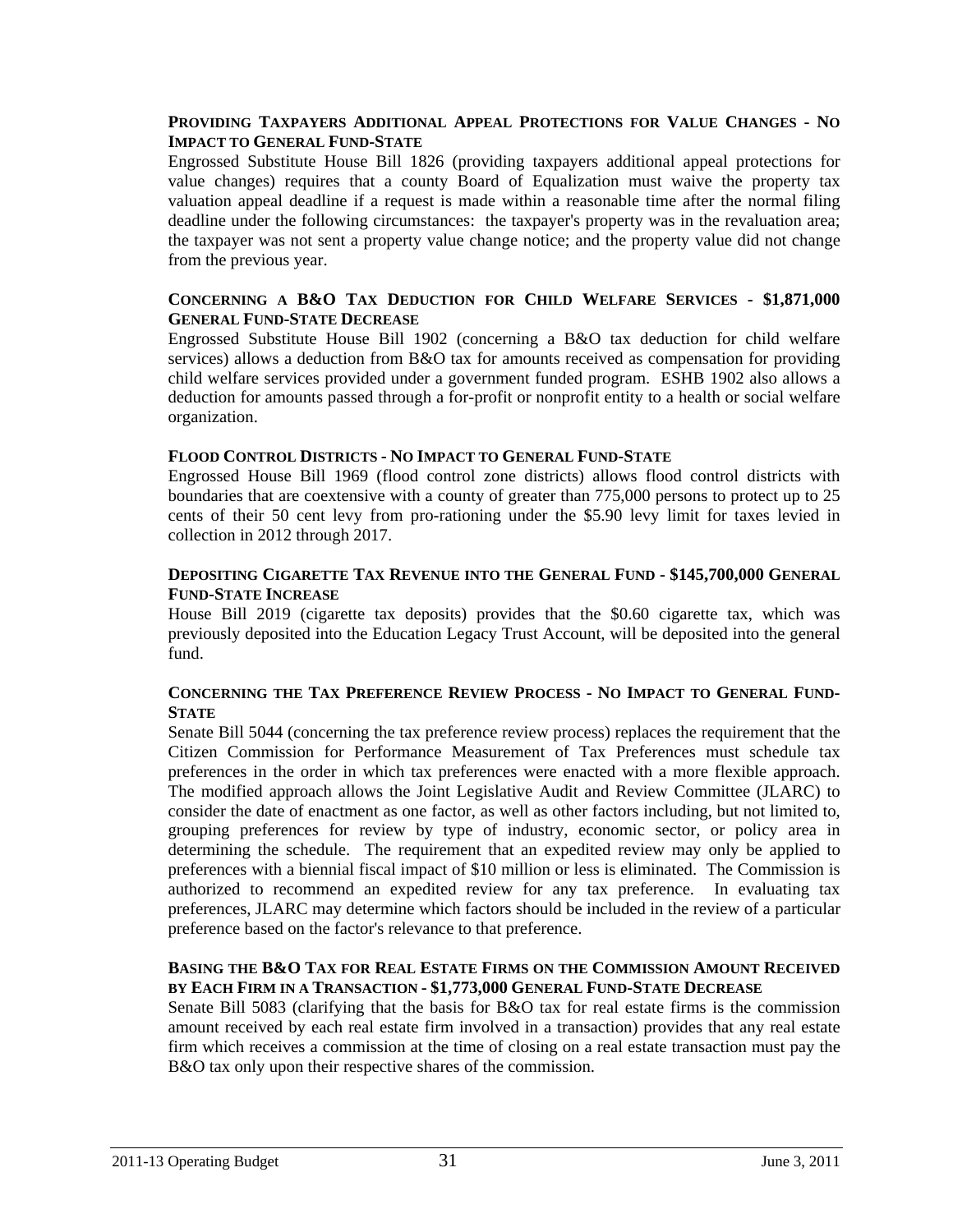**PROVIDING TAXPAYERS ADDITIONAL APPEAL PROTECTIONS FOR VALUE CHANGES - NO IMPACT TO GENERAL FUND-STATE**

Engrossed Substitute House Bill 1826 (providing taxpayers additional appeal protections for value changes) requires that a county Board of Equalization must waive the property tax valuation appeal deadline if a request is made within a reasonable time after the normal filing deadline under the following circumstances: the taxpayer's property was in the revaluation area; the taxpayer was not sent a property value change notice; and the property value did not change from the previous year.

**CONCERNING A B&O TAX DEDUCTION FOR CHILD WELFARE SERVICES - $1,871,000 GENERAL FUND-STATE DECREASE**

Engrossed Substitute House Bill 1902 (concerning a B&O tax deduction for child welfare services) allows a deduction from B&O tax for amounts received as compensation for providing child welfare services provided under a government funded program. ESHB 1902 also allows a deduction for amounts passed through a for-profit or nonprofit entity to a health or social welfare organization.

**FLOOD CONTROL DISTRICTS - NO IMPACT TO GENERAL FUND-STATE**

Engrossed House Bill 1969 (flood control zone districts) allows flood control districts with boundaries that are coextensive with a county of greater than 775,000 persons to protect up to 25 cents of their 50 cent levy from pro-rationing under the $5.90 levy limit for taxes levied in collection in 2012 through 2017.

**DEPOSITING CIGARETTE TAX REVENUE INTO THE GENERAL FUND - $145,700,000 GENERAL FUND-STATE INCREASE**

House Bill 2019 (cigarette tax deposits) provides that the $0.60 cigarette tax, which was previously deposited into the Education Legacy Trust Account, will be deposited into the general fund.

**CONCERNING THE TAX PREFERENCE REVIEW PROCESS - NO IMPACT TO GENERAL FUND-STATE**

Senate Bill 5044 (concerning the tax preference review process) replaces the requirement that the Citizen Commission for Performance Measurement of Tax Preferences must schedule tax preferences in the order in which tax preferences were enacted with a more flexible approach. The modified approach allows the Joint Legislative Audit and Review Committee (JLARC) to consider the date of enactment as one factor, as well as other factors including, but not limited to, grouping preferences for review by type of industry, economic sector, or policy area in determining the schedule. The requirement that an expedited review may only be applied to preferences with a biennial fiscal impact of $10 million or less is eliminated. The Commission is authorized to recommend an expedited review for any tax preference. In evaluating tax preferences, JLARC may determine which factors should be included in the review of a particular preference based on the factor's relevance to that preference.

**BASING THE B&O TAX FOR REAL ESTATE FIRMS ON THE COMMISSION AMOUNT RECEIVED BY EACH FIRM IN A TRANSACTION - $1,773,000 GENERAL FUND-STATE DECREASE**

Senate Bill 5083 (clarifying that the basis for B&O tax for real estate firms is the commission amount received by each real estate firm involved in a transaction) provides that any real estate firm which receives a commission at the time of closing on a real estate transaction must pay the B&O tax only upon their respective shares of the commission.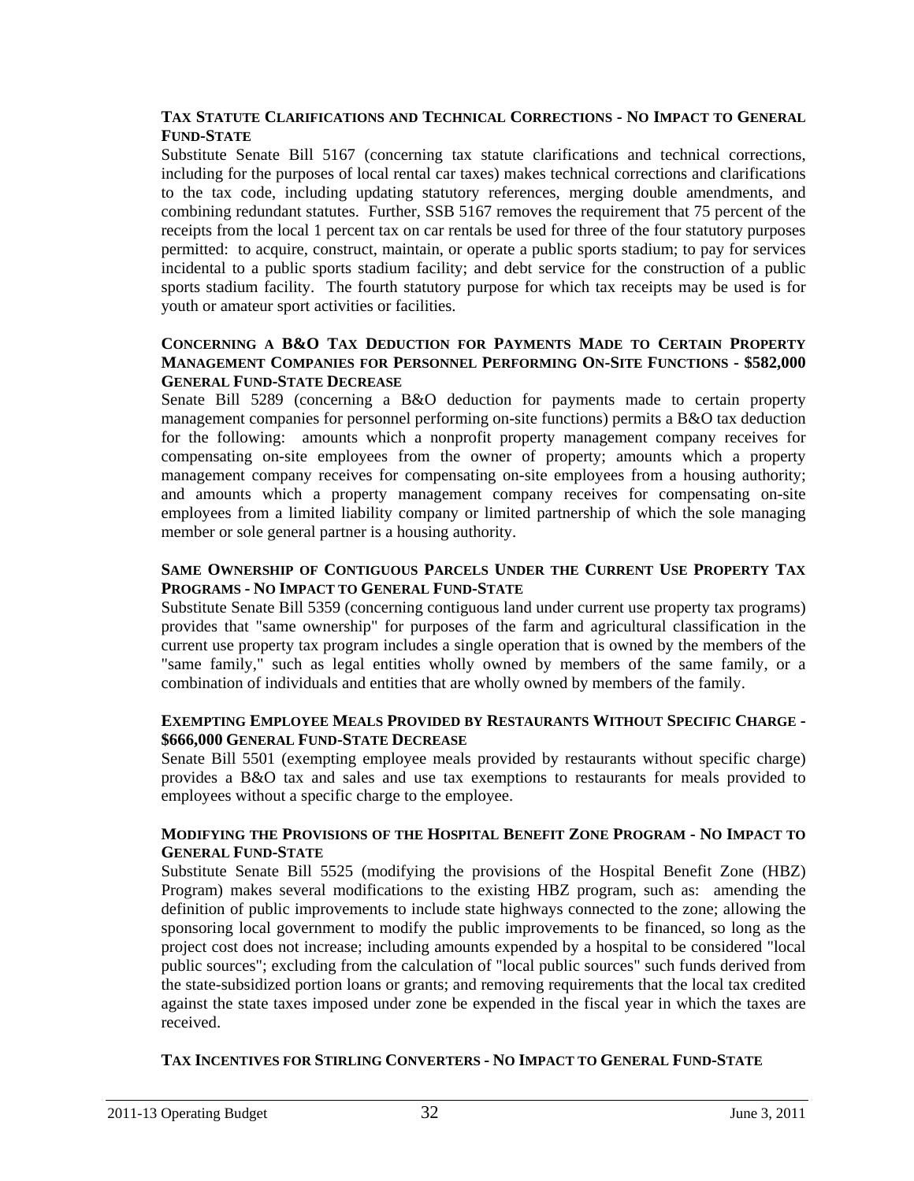**TAX STATUTE CLARIFICATIONS AND TECHNICAL CORRECTIONS - NO IMPACT TO GENERAL FUND-STATE**

Substitute Senate Bill 5167 (concerning tax statute clarifications and technical corrections, including for the purposes of local rental car taxes) makes technical corrections and clarifications to the tax code, including updating statutory references, merging double amendments, and combining redundant statutes. Further, SSB 5167 removes the requirement that 75 percent of the receipts from the local 1 percent tax on car rentals be used for three of the four statutory purposes permitted: to acquire, construct, maintain, or operate a public sports stadium; to pay for services incidental to a public sports stadium facility; and debt service for the construction of a public sports stadium facility. The fourth statutory purpose for which tax receipts may be used is for youth or amateur sport activities or facilities.

**CONCERNING A B&O TAX DEDUCTION FOR PAYMENTS MADE TO CERTAIN PROPERTY MANAGEMENT COMPANIES FOR PERSONNEL PERFORMING ON-SITE FUNCTIONS - $582,000 GENERAL FUND-STATE DECREASE**

Senate Bill 5289 (concerning a B&O deduction for payments made to certain property management companies for personnel performing on-site functions) permits a B&O tax deduction for the following: amounts which a nonprofit property management company receives for compensating on-site employees from the owner of property; amounts which a property management company receives for compensating on-site employees from a housing authority; and amounts which a property management company receives for compensating on-site employees from a limited liability company or limited partnership of which the sole managing member or sole general partner is a housing authority.

**SAME OWNERSHIP OF CONTIGUOUS PARCELS UNDER THE CURRENT USE PROPERTY TAX PROGRAMS - NO IMPACT TO GENERAL FUND-STATE**

Substitute Senate Bill 5359 (concerning contiguous land under current use property tax programs) provides that "same ownership" for purposes of the farm and agricultural classification in the current use property tax program includes a single operation that is owned by the members of the "same family," such as legal entities wholly owned by members of the same family, or a combination of individuals and entities that are wholly owned by members of the family.

**EXEMPTING EMPLOYEE MEALS PROVIDED BY RESTAURANTS WITHOUT SPECIFIC CHARGE - $666,000 GENERAL FUND-STATE DECREASE**

Senate Bill 5501 (exempting employee meals provided by restaurants without specific charge) provides a B&O tax and sales and use tax exemptions to restaurants for meals provided to employees without a specific charge to the employee.

**MODIFYING THE PROVISIONS OF THE HOSPITAL BENEFIT ZONE PROGRAM - NO IMPACT TO GENERAL FUND-STATE**

Substitute Senate Bill 5525 (modifying the provisions of the Hospital Benefit Zone (HBZ) Program) makes several modifications to the existing HBZ program, such as: amending the definition of public improvements to include state highways connected to the zone; allowing the sponsoring local government to modify the public improvements to be financed, so long as the project cost does not increase; including amounts expended by a hospital to be considered "local public sources"; excluding from the calculation of "local public sources" such funds derived from the state-subsidized portion loans or grants; and removing requirements that the local tax credited against the state taxes imposed under zone be expended in the fiscal year in which the taxes are received.

**TAX INCENTIVES FOR STIRLING CONVERTERS - NO IMPACT TO GENERAL FUND-STATE**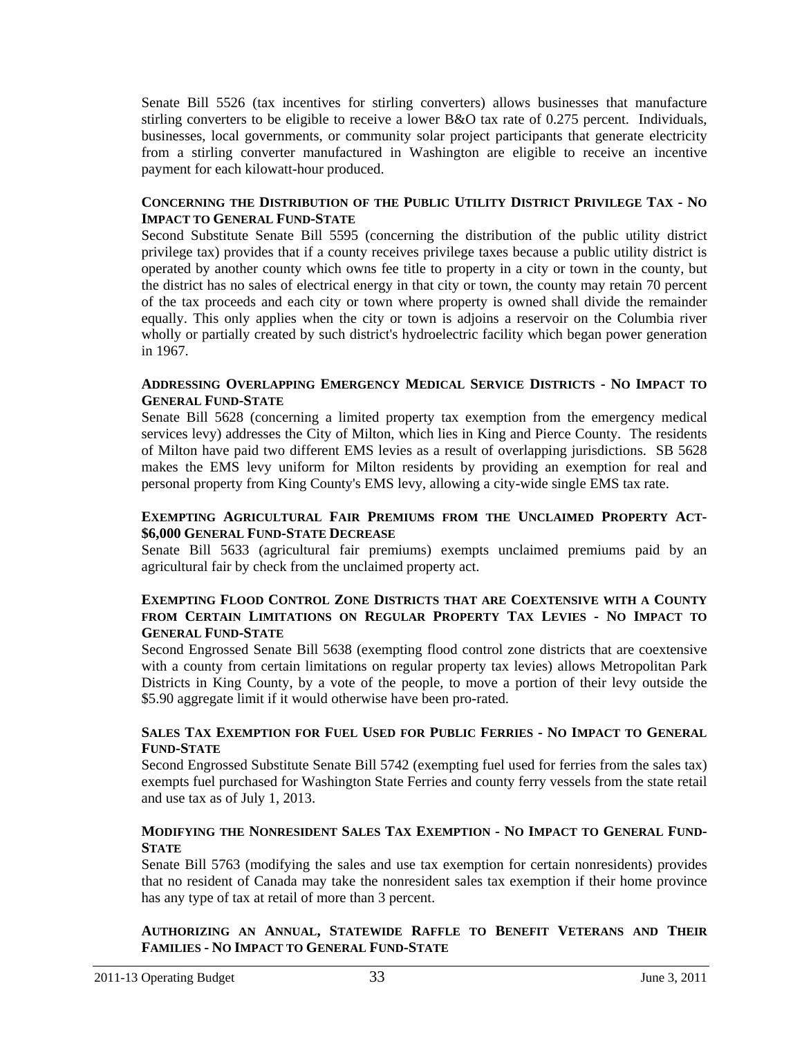Senate Bill 5526 (tax incentives for stirling converters) allows businesses that manufacture stirling converters to be eligible to receive a lower B&O tax rate of 0.275 percent. Individuals, businesses, local governments, or community solar project participants that generate electricity from a stirling converter manufactured in Washington are eligible to receive an incentive payment for each kilowatt-hour produced.

**CONCERNING THE DISTRIBUTION OF THE PUBLIC UTILITY DISTRICT PRIVILEGE TAX - NO IMPACT TO GENERAL FUND-STATE**

Second Substitute Senate Bill 5595 (concerning the distribution of the public utility district privilege tax) provides that if a county receives privilege taxes because a public utility district is operated by another county which owns fee title to property in a city or town in the county, but the district has no sales of electrical energy in that city or town, the county may retain 70 percent of the tax proceeds and each city or town where property is owned shall divide the remainder equally. This only applies when the city or town is adjoins a reservoir on the Columbia river wholly or partially created by such district's hydroelectric facility which began power generation in 1967.

**ADDRESSING OVERLAPPING EMERGENCY MEDICAL SERVICE DISTRICTS - NO IMPACT TO GENERAL FUND-STATE**

Senate Bill 5628 (concerning a limited property tax exemption from the emergency medical services levy) addresses the City of Milton, which lies in King and Pierce County. The residents of Milton have paid two different EMS levies as a result of overlapping jurisdictions. SB 5628 makes the EMS levy uniform for Milton residents by providing an exemption for real and personal property from King County's EMS levy, allowing a city-wide single EMS tax rate.

**EXEMPTING AGRICULTURAL FAIR PREMIUMS FROM THE UNCLAIMED PROPERTY ACT-$6,000 GENERAL FUND-STATE DECREASE**

Senate Bill 5633 (agricultural fair premiums) exempts unclaimed premiums paid by an agricultural fair by check from the unclaimed property act.

**EXEMPTING FLOOD CONTROL ZONE DISTRICTS THAT ARE COEXTENSIVE WITH A COUNTY FROM CERTAIN LIMITATIONS ON REGULAR PROPERTY TAX LEVIES - NO IMPACT TO GENERAL FUND-STATE**

Second Engrossed Senate Bill 5638 (exempting flood control zone districts that are coextensive with a county from certain limitations on regular property tax levies) allows Metropolitan Park Districts in King County, by a vote of the people, to move a portion of their levy outside the $5.90 aggregate limit if it would otherwise have been pro-rated.

**SALES TAX EXEMPTION FOR FUEL USED FOR PUBLIC FERRIES - NO IMPACT TO GENERAL FUND-STATE**

Second Engrossed Substitute Senate Bill 5742 (exempting fuel used for ferries from the sales tax) exempts fuel purchased for Washington State Ferries and county ferry vessels from the state retail and use tax as of July 1, 2013.

**MODIFYING THE NONRESIDENT SALES TAX EXEMPTION - NO IMPACT TO GENERAL FUND-STATE**

Senate Bill 5763 (modifying the sales and use tax exemption for certain nonresidents) provides that no resident of Canada may take the nonresident sales tax exemption if their home province has any type of tax at retail of more than 3 percent.

**AUTHORIZING AN ANNUAL, STATEWIDE RAFFLE TO BENEFIT VETERANS AND THEIR FAMILIES - NO IMPACT TO GENERAL FUND-STATE**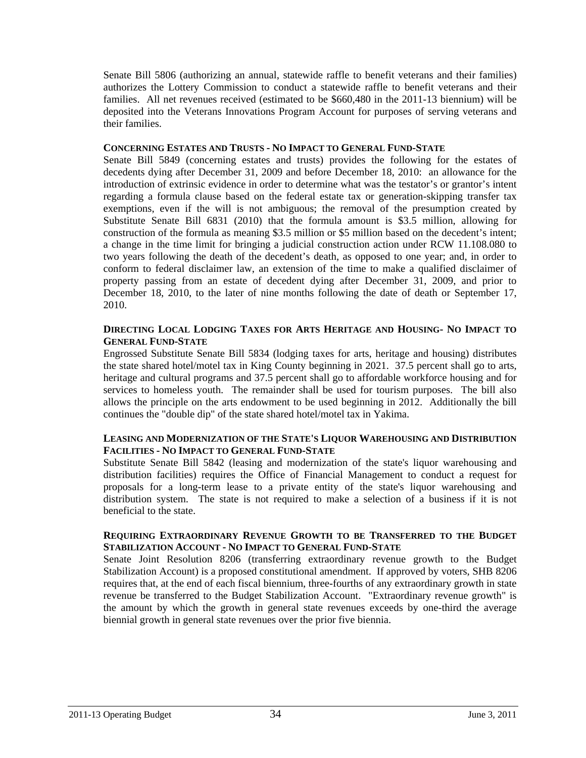Senate Bill 5806 (authorizing an annual, statewide raffle to benefit veterans and their families) authorizes the Lottery Commission to conduct a statewide raffle to benefit veterans and their families. All net revenues received (estimated to be $660,480 in the 2011-13 biennium) will be deposited into the Veterans Innovations Program Account for purposes of serving veterans and their families.

**CONCERNING ESTATES AND TRUSTS - NO IMPACT TO GENERAL FUND-STATE**

Senate Bill 5849 (concerning estates and trusts) provides the following for the estates of decedents dying after December 31, 2009 and before December 18, 2010: an allowance for the introduction of extrinsic evidence in order to determine what was the testator's or grantor's intent regarding a formula clause based on the federal estate tax or generation-skipping transfer tax exemptions, even if the will is not ambiguous; the removal of the presumption created by Substitute Senate Bill 6831 (2010) that the formula amount is $3.5 million, allowing for construction of the formula as meaning $3.5 million or $5 million based on the decedent's intent; a change in the time limit for bringing a judicial construction action under RCW 11.108.080 to two years following the death of the decedent's death, as opposed to one year; and, in order to conform to federal disclaimer law, an extension of the time to make a qualified disclaimer of property passing from an estate of decedent dying after December 31, 2009, and prior to December 18, 2010, to the later of nine months following the date of death or September 17, 2010.

**DIRECTING LOCAL LODGING TAXES FOR ARTS HERITAGE AND HOUSING- NO IMPACT TO GENERAL FUND-STATE**

Engrossed Substitute Senate Bill 5834 (lodging taxes for arts, heritage and housing) distributes the state shared hotel/motel tax in King County beginning in 2021. 37.5 percent shall go to arts, heritage and cultural programs and 37.5 percent shall go to affordable workforce housing and for services to homeless youth. The remainder shall be used for tourism purposes. The bill also allows the principle on the arts endowment to be used beginning in 2012. Additionally the bill continues the "double dip" of the state shared hotel/motel tax in Yakima.

**LEASING AND MODERNIZATION OF THE STATE'S LIQUOR WAREHOUSING AND DISTRIBUTION FACILITIES - NO IMPACT TO GENERAL FUND-STATE**

Substitute Senate Bill 5842 (leasing and modernization of the state's liquor warehousing and distribution facilities) requires the Office of Financial Management to conduct a request for proposals for a long-term lease to a private entity of the state's liquor warehousing and distribution system. The state is not required to make a selection of a business if it is not beneficial to the state.

**REQUIRING EXTRAORDINARY REVENUE GROWTH TO BE TRANSFERRED TO THE BUDGET STABILIZATION ACCOUNT - NO IMPACT TO GENERAL FUND-STATE**

Senate Joint Resolution 8206 (transferring extraordinary revenue growth to the Budget Stabilization Account) is a proposed constitutional amendment. If approved by voters, SHB 8206 requires that, at the end of each fiscal biennium, three-fourths of any extraordinary growth in state revenue be transferred to the Budget Stabilization Account. "Extraordinary revenue growth" is the amount by which the growth in general state revenues exceeds by one-third the average biennial growth in general state revenues over the prior five biennia.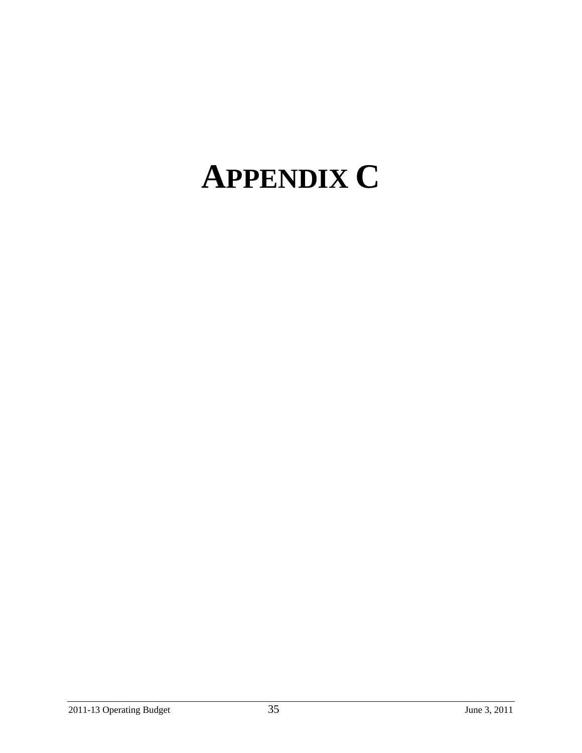# APPENDIX C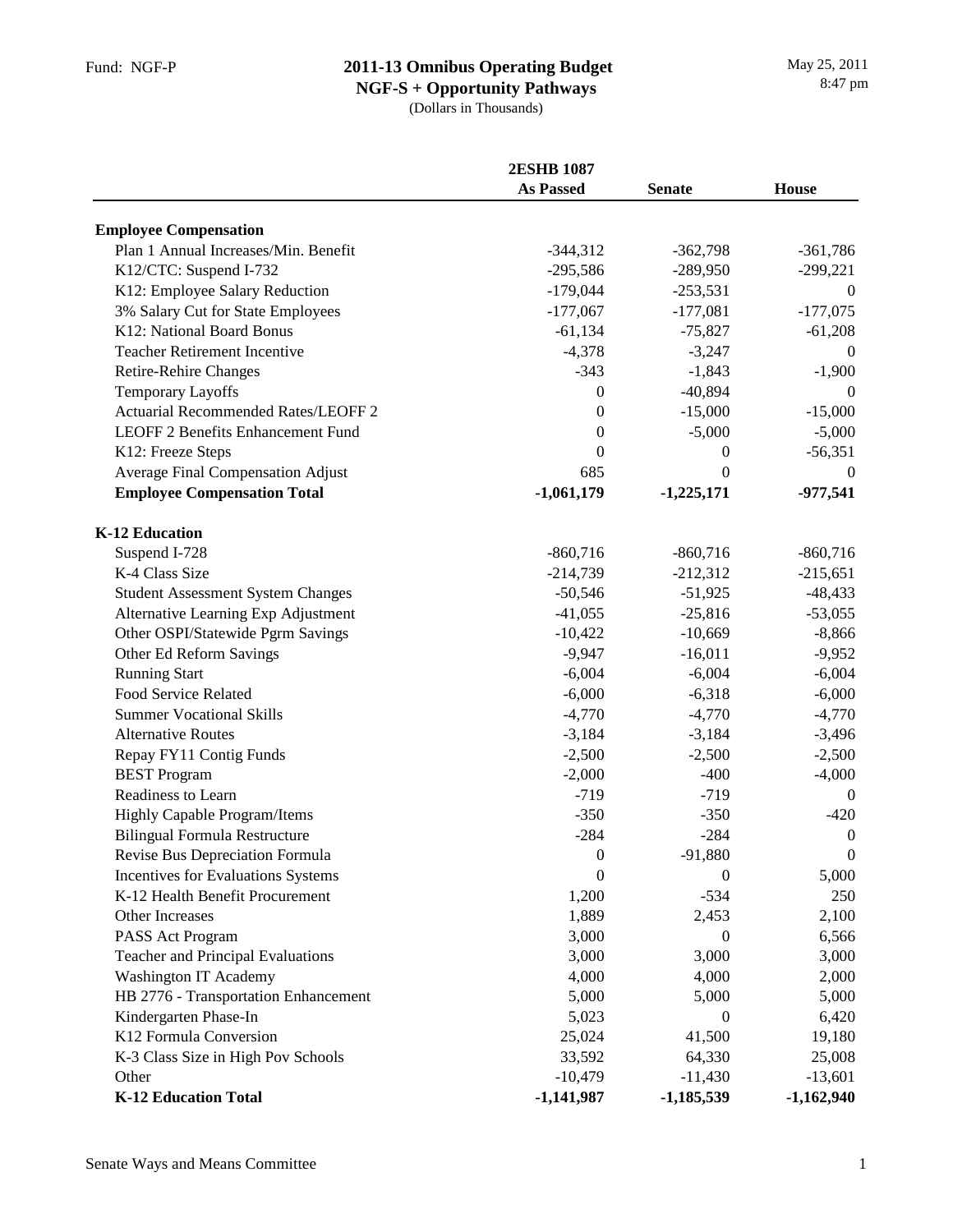Fund: NGF-P

# 2011-13 Omnibus Operating Budget

## NGF-S + Opportunity Pathways

(Dollars in Thousands)

May 25, 2011
8:47 pm

| | 2ESHB 1087 As Passed | Senate | House |
|---|---|---|---|
| **Employee Compensation** | | | |
| Plan 1 Annual Increases/Min. Benefit | -344,312 | -362,798 | -361,786 |
| K12/CTC: Suspend I-732 | -295,586 | -289,950 | -299,221 |
| K12: Employee Salary Reduction | -179,044 | -253,531 | 0 |
| 3% Salary Cut for State Employees | -177,067 | -177,081 | -177,075 |
| K12: National Board Bonus | -61,134 | -75,827 | -61,208 |
| Teacher Retirement Incentive | -4,378 | -3,247 | 0 |
| Retire-Rehire Changes | -343 | -1,843 | -1,900 |
| Temporary Layoffs | 0 | -40,894 | 0 |
| Actuarial Recommended Rates/LEOFF 2 | 0 | -15,000 | -15,000 |
| LEOFF 2 Benefits Enhancement Fund | 0 | -5,000 | -5,000 |
| K12: Freeze Steps | 0 | 0 | -56,351 |
| Average Final Compensation Adjust | 685 | 0 | 0 |
| **Employee Compensation Total** | **-1,061,179** | **-1,225,171** | **-977,541** |
| | | | |
| **K-12 Education** | | | |
| Suspend I-728 | -860,716 | -860,716 | -860,716 |
| K-4 Class Size | -214,739 | -212,312 | -215,651 |
| Student Assessment System Changes | -50,546 | -51,925 | -48,433 |
| Alternative Learning Exp Adjustment | -41,055 | -25,816 | -53,055 |
| Other OSPI/Statewide Pgrm Savings | -10,422 | -10,669 | -8,866 |
| Other Ed Reform Savings | -9,947 | -16,011 | -9,952 |
| Running Start | -6,004 | -6,004 | -6,004 |
| Food Service Related | -6,000 | -6,318 | -6,000 |
| Summer Vocational Skills | -4,770 | -4,770 | -4,770 |
| Alternative Routes | -3,184 | -3,184 | -3,496 |
| Repay FY11 Contig Funds | -2,500 | -2,500 | -2,500 |
| BEST Program | -2,000 | -400 | -4,000 |
| Readiness to Learn | -719 | -719 | 0 |
| Highly Capable Program/Items | -350 | -350 | -420 |
| Bilingual Formula Restructure | -284 | -284 | 0 |
| Revise Bus Depreciation Formula | 0 | -91,880 | 0 |
| Incentives for Evaluations Systems | 0 | 0 | 5,000 |
| K-12 Health Benefit Procurement | 1,200 | -534 | 250 |
| Other Increases | 1,889 | 2,453 | 2,100 |
| PASS Act Program | 3,000 | 0 | 6,566 |
| Teacher and Principal Evaluations | 3,000 | 3,000 | 3,000 |
| Washington IT Academy | 4,000 | 4,000 | 2,000 |
| HB 2776 - Transportation Enhancement | 5,000 | 5,000 | 5,000 |
| Kindergarten Phase-In | 5,023 | 0 | 6,420 |
| K12 Formula Conversion | 25,024 | 41,500 | 19,180 |
| K-3 Class Size in High Pov Schools | 33,592 | 64,330 | 25,008 |
| Other | -10,479 | -11,430 | -13,601 |
| **K-12 Education Total** | **-1,141,987** | **-1,185,539** | **-1,162,940** |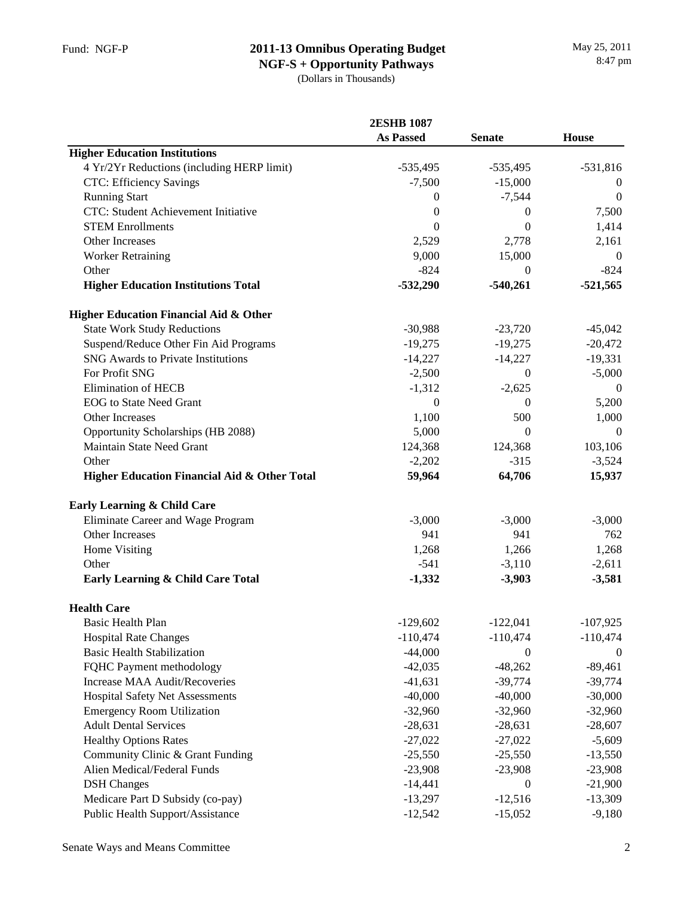Fund: NGF-P

## 2011-13 Omnibus Operating Budget
**NGF-S + Opportunity Pathways**
(Dollars in Thousands)

May 25, 2011
8:47 pm

| | 2ESHB 1087 As Passed | Senate | House |
|---|---|---|---|
| **Higher Education Institutions** | | | |
| 4 Yr/2Yr Reductions (including HERP limit) | -535,495 | -535,495 | -531,816 |
| CTC: Efficiency Savings | -7,500 | -15,000 | 0 |
| Running Start | 0 | -7,544 | 0 |
| CTC: Student Achievement Initiative | 0 | 0 | 7,500 |
| STEM Enrollments | 0 | 0 | 1,414 |
| Other Increases | 2,529 | 2,778 | 2,161 |
| Worker Retraining | 9,000 | 15,000 | 0 |
| Other | -824 | 0 | -824 |
| **Higher Education Institutions Total** | **-532,290** | **-540,261** | **-521,565** |
| | | | |
| **Higher Education Financial Aid & Other** | | | |
| State Work Study Reductions | -30,988 | -23,720 | -45,042 |
| Suspend/Reduce Other Fin Aid Programs | -19,275 | -19,275 | -20,472 |
| SNG Awards to Private Institutions | -14,227 | -14,227 | -19,331 |
| For Profit SNG | -2,500 | 0 | -5,000 |
| Elimination of HECB | -1,312 | -2,625 | 0 |
| EOG to State Need Grant | 0 | 0 | 5,200 |
| Other Increases | 1,100 | 500 | 1,000 |
| Opportunity Scholarships (HB 2088) | 5,000 | 0 | 0 |
| Maintain State Need Grant | 124,368 | 124,368 | 103,106 |
| Other | -2,202 | -315 | -3,524 |
| **Higher Education Financial Aid & Other Total** | **59,964** | **64,706** | **15,937** |
| | | | |
| **Early Learning & Child Care** | | | |
| Eliminate Career and Wage Program | -3,000 | -3,000 | -3,000 |
| Other Increases | 941 | 941 | 762 |
| Home Visiting | 1,268 | 1,266 | 1,268 |
| Other | -541 | -3,110 | -2,611 |
| **Early Learning & Child Care Total** | **-1,332** | **-3,903** | **-3,581** |
| | | | |
| **Health Care** | | | |
| Basic Health Plan | -129,602 | -122,041 | -107,925 |
| Hospital Rate Changes | -110,474 | -110,474 | -110,474 |
| Basic Health Stabilization | -44,000 | 0 | 0 |
| FQHC Payment methodology | -42,035 | -48,262 | -89,461 |
| Increase MAA Audit/Recoveries | -41,631 | -39,774 | -39,774 |
| Hospital Safety Net Assessments | -40,000 | -40,000 | -30,000 |
| Emergency Room Utilization | -32,960 | -32,960 | -32,960 |
| Adult Dental Services | -28,631 | -28,631 | -28,607 |
| Healthy Options Rates | -27,022 | -27,022 | -5,609 |
| Community Clinic & Grant Funding | -25,550 | -25,550 | -13,550 |
| Alien Medical/Federal Funds | -23,908 | -23,908 | -23,908 |
| DSH Changes | -14,441 | 0 | -21,900 |
| Medicare Part D Subsidy (co-pay) | -13,297 | -12,516 | -13,309 |
| Public Health Support/Assistance | -12,542 | -15,052 | -9,180 |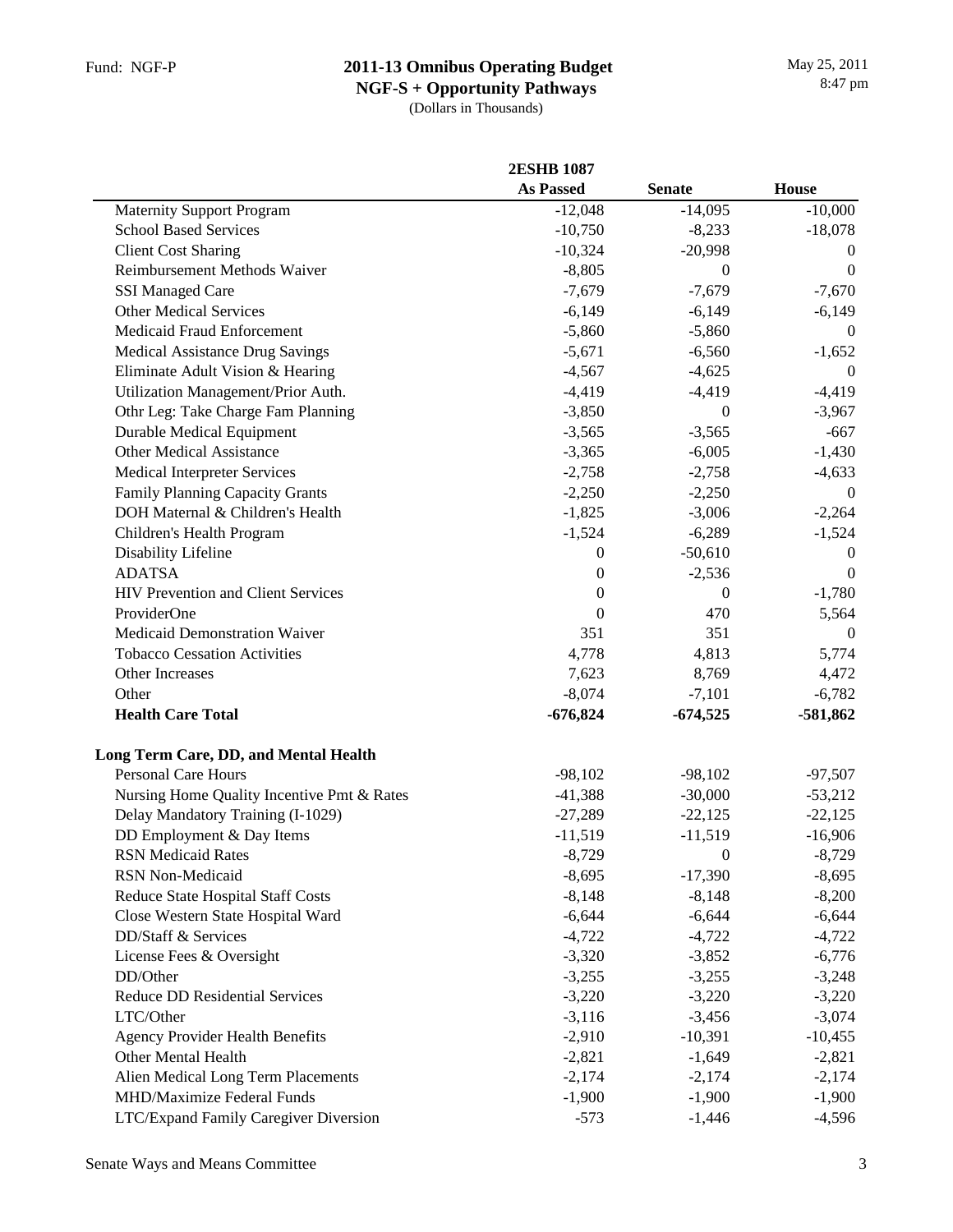Fund: NGF-P

# 2011-13 Omnibus Operating Budget
## NGF-S + Opportunity Pathways
(Dollars in Thousands)

May 25, 2011
8:47 pm

| | 2ESHB 1087 As Passed | Senate | House |
|---|---|---|---|
| Maternity Support Program | -12,048 | -14,095 | -10,000 |
| School Based Services | -10,750 | -8,233 | -18,078 |
| Client Cost Sharing | -10,324 | -20,998 | 0 |
| Reimbursement Methods Waiver | -8,805 | 0 | 0 |
| SSI Managed Care | -7,679 | -7,679 | -7,670 |
| Other Medical Services | -6,149 | -6,149 | -6,149 |
| Medicaid Fraud Enforcement | -5,860 | -5,860 | 0 |
| Medical Assistance Drug Savings | -5,671 | -6,560 | -1,652 |
| Eliminate Adult Vision & Hearing | -4,567 | -4,625 | 0 |
| Utilization Management/Prior Auth. | -4,419 | -4,419 | -4,419 |
| Othr Leg: Take Charge Fam Planning | -3,850 | 0 | -3,967 |
| Durable Medical Equipment | -3,565 | -3,565 | -667 |
| Other Medical Assistance | -3,365 | -6,005 | -1,430 |
| Medical Interpreter Services | -2,758 | -2,758 | -4,633 |
| Family Planning Capacity Grants | -2,250 | -2,250 | 0 |
| DOH Maternal & Children's Health | -1,825 | -3,006 | -2,264 |
| Children's Health Program | -1,524 | -6,289 | -1,524 |
| Disability Lifeline | 0 | -50,610 | 0 |
| ADATSA | 0 | -2,536 | 0 |
| HIV Prevention and Client Services | 0 | 0 | -1,780 |
| ProviderOne | 0 | 470 | 5,564 |
| Medicaid Demonstration Waiver | 351 | 351 | 0 |
| Tobacco Cessation Activities | 4,778 | 4,813 | 5,774 |
| Other Increases | 7,623 | 8,769 | 4,472 |
| Other | -8,074 | -7,101 | -6,782 |
| **Health Care Total** | **-676,824** | **-674,525** | **-581,862** |
| | | | |
| **Long Term Care, DD, and Mental Health** | | | |
| Personal Care Hours | -98,102 | -98,102 | -97,507 |
| Nursing Home Quality Incentive Pmt & Rates | -41,388 | -30,000 | -53,212 |
| Delay Mandatory Training (I-1029) | -27,289 | -22,125 | -22,125 |
| DD Employment & Day Items | -11,519 | -11,519 | -16,906 |
| RSN Medicaid Rates | -8,729 | 0 | -8,729 |
| RSN Non-Medicaid | -8,695 | -17,390 | -8,695 |
| Reduce State Hospital Staff Costs | -8,148 | -8,148 | -8,200 |
| Close Western State Hospital Ward | -6,644 | -6,644 | -6,644 |
| DD/Staff & Services | -4,722 | -4,722 | -4,722 |
| License Fees & Oversight | -3,320 | -3,852 | -6,776 |
| DD/Other | -3,255 | -3,255 | -3,248 |
| Reduce DD Residential Services | -3,220 | -3,220 | -3,220 |
| LTC/Other | -3,116 | -3,456 | -3,074 |
| Agency Provider Health Benefits | -2,910 | -10,391 | -10,455 |
| Other Mental Health | -2,821 | -1,649 | -2,821 |
| Alien Medical Long Term Placements | -2,174 | -2,174 | -2,174 |
| MHD/Maximize Federal Funds | -1,900 | -1,900 | -1,900 |
| LTC/Expand Family Caregiver Diversion | -573 | -1,446 | -4,596 |

Senate Ways and Means Committee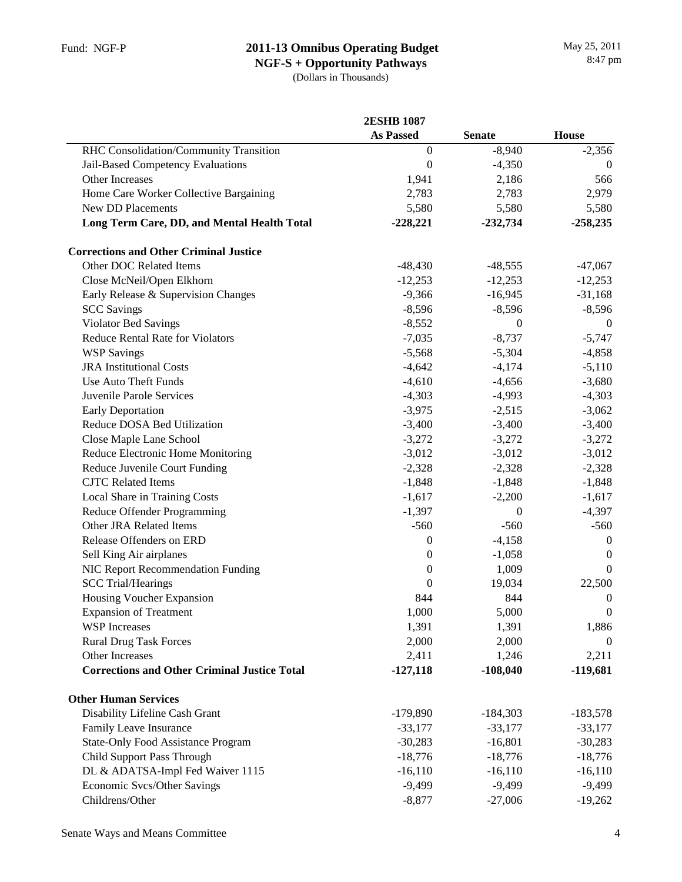Fund: NGF-P

# 2011-13 Omnibus Operating Budget

## NGF-S + Opportunity Pathways

(Dollars in Thousands)

May 25, 2011
8:47 pm

| | 2ESHB 1087 As Passed | Senate | House |
|---|---|---|---|
| RHC Consolidation/Community Transition | 0 | -8,940 | -2,356 |
| Jail-Based Competency Evaluations | 0 | -4,350 | 0 |
| Other Increases | 1,941 | 2,186 | 566 |
| Home Care Worker Collective Bargaining | 2,783 | 2,783 | 2,979 |
| New DD Placements | 5,580 | 5,580 | 5,580 |
| **Long Term Care, DD, and Mental Health Total** | **-228,221** | **-232,734** | **-258,235** |
| | | | |
| **Corrections and Other Criminal Justice** | | | |
| Other DOC Related Items | -48,430 | -48,555 | -47,067 |
| Close McNeil/Open Elkhorn | -12,253 | -12,253 | -12,253 |
| Early Release & Supervision Changes | -9,366 | -16,945 | -31,168 |
| SCC Savings | -8,596 | -8,596 | -8,596 |
| Violator Bed Savings | -8,552 | 0 | 0 |
| Reduce Rental Rate for Violators | -7,035 | -8,737 | -5,747 |
| WSP Savings | -5,568 | -5,304 | -4,858 |
| JRA Institutional Costs | -4,642 | -4,174 | -5,110 |
| Use Auto Theft Funds | -4,610 | -4,656 | -3,680 |
| Juvenile Parole Services | -4,303 | -4,993 | -4,303 |
| Early Deportation | -3,975 | -2,515 | -3,062 |
| Reduce DOSA Bed Utilization | -3,400 | -3,400 | -3,400 |
| Close Maple Lane School | -3,272 | -3,272 | -3,272 |
| Reduce Electronic Home Monitoring | -3,012 | -3,012 | -3,012 |
| Reduce Juvenile Court Funding | -2,328 | -2,328 | -2,328 |
| CJTC Related Items | -1,848 | -1,848 | -1,848 |
| Local Share in Training Costs | -1,617 | -2,200 | -1,617 |
| Reduce Offender Programming | -1,397 | 0 | -4,397 |
| Other JRA Related Items | -560 | -560 | -560 |
| Release Offenders on ERD | 0 | -4,158 | 0 |
| Sell King Air airplanes | 0 | -1,058 | 0 |
| NIC Report Recommendation Funding | 0 | 1,009 | 0 |
| SCC Trial/Hearings | 0 | 19,034 | 22,500 |
| Housing Voucher Expansion | 844 | 844 | 0 |
| Expansion of Treatment | 1,000 | 5,000 | 0 |
| WSP Increases | 1,391 | 1,391 | 1,886 |
| Rural Drug Task Forces | 2,000 | 2,000 | 0 |
| Other Increases | 2,411 | 1,246 | 2,211 |
| **Corrections and Other Criminal Justice Total** | **-127,118** | **-108,040** | **-119,681** |
| | | | |
| **Other Human Services** | | | |
| Disability Lifeline Cash Grant | -179,890 | -184,303 | -183,578 |
| Family Leave Insurance | -33,177 | -33,177 | -33,177 |
| State-Only Food Assistance Program | -30,283 | -16,801 | -30,283 |
| Child Support Pass Through | -18,776 | -18,776 | -18,776 |
| DL & ADATSA-Impl Fed Waiver 1115 | -16,110 | -16,110 | -16,110 |
| Economic Svcs/Other Savings | -9,499 | -9,499 | -9,499 |
| Childrens/Other | -8,877 | -27,006 | -19,262 |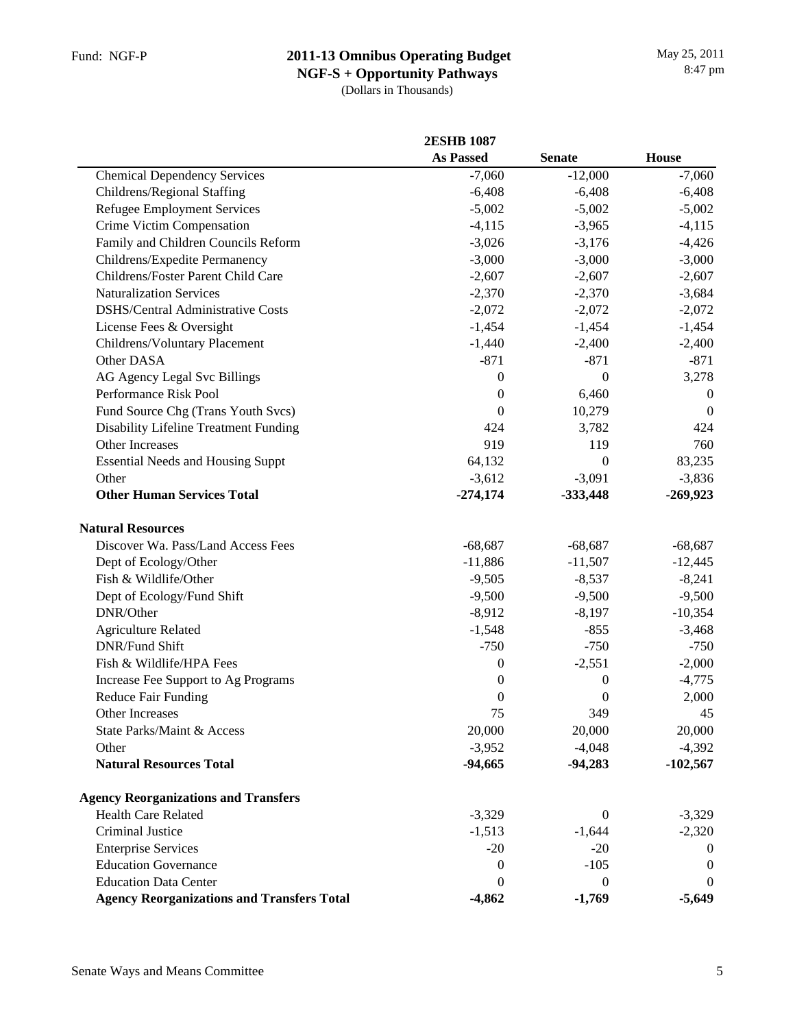Fund: NGF-P

# 2011-13 Omnibus Operating Budget
## NGF-S + Opportunity Pathways
(Dollars in Thousands)

May 25, 2011
8:47 pm

| | 2ESHB 1087 As Passed | Senate | House |
|---|---|---|---|
| Chemical Dependency Services | -7,060 | -12,000 | -7,060 |
| Childrens/Regional Staffing | -6,408 | -6,408 | -6,408 |
| Refugee Employment Services | -5,002 | -5,002 | -5,002 |
| Crime Victim Compensation | -4,115 | -3,965 | -4,115 |
| Family and Children Councils Reform | -3,026 | -3,176 | -4,426 |
| Childrens/Expedite Permanency | -3,000 | -3,000 | -3,000 |
| Childrens/Foster Parent Child Care | -2,607 | -2,607 | -2,607 |
| Naturalization Services | -2,370 | -2,370 | -3,684 |
| DSHS/Central Administrative Costs | -2,072 | -2,072 | -2,072 |
| License Fees & Oversight | -1,454 | -1,454 | -1,454 |
| Childrens/Voluntary Placement | -1,440 | -2,400 | -2,400 |
| Other DASA | -871 | -871 | -871 |
| AG Agency Legal Svc Billings | 0 | 0 | 3,278 |
| Performance Risk Pool | 0 | 6,460 | 0 |
| Fund Source Chg (Trans Youth Svcs) | 0 | 10,279 | 0 |
| Disability Lifeline Treatment Funding | 424 | 3,782 | 424 |
| Other Increases | 919 | 119 | 760 |
| Essential Needs and Housing Suppt | 64,132 | 0 | 83,235 |
| Other | -3,612 | -3,091 | -3,836 |
| **Other Human Services Total** | **-274,174** | **-333,448** | **-269,923** |
| | | | |
| **Natural Resources** | | | |
| Discover Wa. Pass/Land Access Fees | -68,687 | -68,687 | -68,687 |
| Dept of Ecology/Other | -11,886 | -11,507 | -12,445 |
| Fish & Wildlife/Other | -9,505 | -8,537 | -8,241 |
| Dept of Ecology/Fund Shift | -9,500 | -9,500 | -9,500 |
| DNR/Other | -8,912 | -8,197 | -10,354 |
| Agriculture Related | -1,548 | -855 | -3,468 |
| DNR/Fund Shift | -750 | -750 | -750 |
| Fish & Wildlife/HPA Fees | 0 | -2,551 | -2,000 |
| Increase Fee Support to Ag Programs | 0 | 0 | -4,775 |
| Reduce Fair Funding | 0 | 0 | 2,000 |
| Other Increases | 75 | 349 | 45 |
| State Parks/Maint & Access | 20,000 | 20,000 | 20,000 |
| Other | -3,952 | -4,048 | -4,392 |
| **Natural Resources Total** | **-94,665** | **-94,283** | **-102,567** |
| | | | |
| **Agency Reorganizations and Transfers** | | | |
| Health Care Related | -3,329 | 0 | -3,329 |
| Criminal Justice | -1,513 | -1,644 | -2,320 |
| Enterprise Services | -20 | -20 | 0 |
| Education Governance | 0 | -105 | 0 |
| Education Data Center | 0 | 0 | 0 |
| **Agency Reorganizations and Transfers Total** | **-4,862** | **-1,769** | **-5,649** |

Senate Ways and Means Committee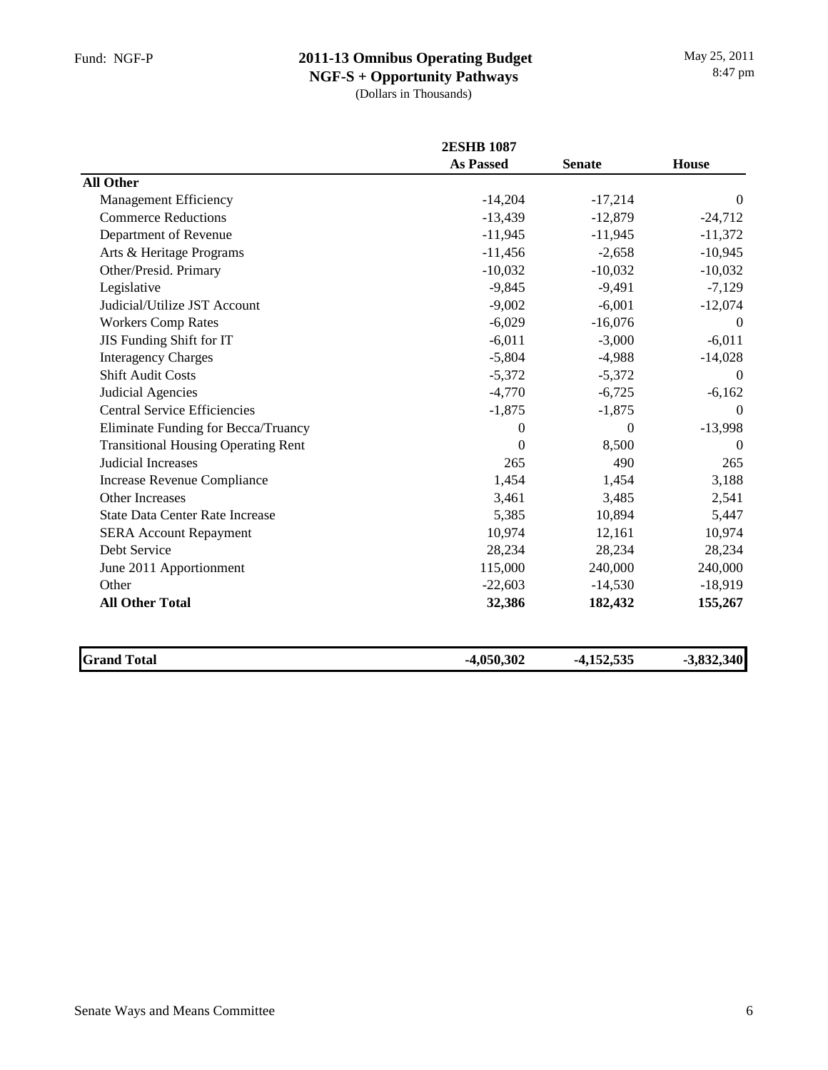Fund: NGF-P

# 2011-13 Omnibus Operating Budget

## NGF-S + Opportunity Pathways

(Dollars in Thousands)

May 25, 2011
8:47 pm

| | 2ESHB 1087 As Passed | Senate | House |
|---|---|---|---|
| **All Other** | | | |
| Management Efficiency | -14,204 | -17,214 | 0 |
| Commerce Reductions | -13,439 | -12,879 | -24,712 |
| Department of Revenue | -11,945 | -11,945 | -11,372 |
| Arts & Heritage Programs | -11,456 | -2,658 | -10,945 |
| Other/Presid. Primary | -10,032 | -10,032 | -10,032 |
| Legislative | -9,845 | -9,491 | -7,129 |
| Judicial/Utilize JST Account | -9,002 | -6,001 | -12,074 |
| Workers Comp Rates | -6,029 | -16,076 | 0 |
| JIS Funding Shift for IT | -6,011 | -3,000 | -6,011 |
| Interagency Charges | -5,804 | -4,988 | -14,028 |
| Shift Audit Costs | -5,372 | -5,372 | 0 |
| Judicial Agencies | -4,770 | -6,725 | -6,162 |
| Central Service Efficiencies | -1,875 | -1,875 | 0 |
| Eliminate Funding for Becca/Truancy | 0 | 0 | -13,998 |
| Transitional Housing Operating Rent | 0 | 8,500 | 0 |
| Judicial Increases | 265 | 490 | 265 |
| Increase Revenue Compliance | 1,454 | 1,454 | 3,188 |
| Other Increases | 3,461 | 3,485 | 2,541 |
| State Data Center Rate Increase | 5,385 | 10,894 | 5,447 |
| SERA Account Repayment | 10,974 | 12,161 | 10,974 |
| Debt Service | 28,234 | 28,234 | 28,234 |
| June 2011 Apportionment | 115,000 | 240,000 | 240,000 |
| Other | -22,603 | -14,530 | -18,919 |
| **All Other Total** | **32,386** | **182,432** | **155,267** |
| | | | |
| **Grand Total** | **-4,050,302** | **-4,152,535** | **-3,832,340** |